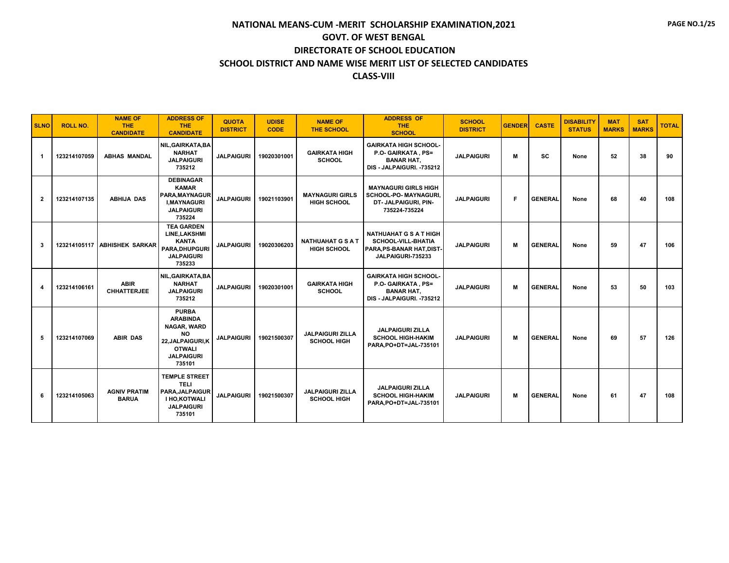# NATIONAL MEANS-CUM -MERIT SCHOLARSHIP EXAMINATION,2021

## GOVT. OF WEST BENGAL

## DIRECTORATE OF SCHOOL EDUCATION

## SCHOOL DISTRICT AND NAME WISE MERIT LIST OF SELECTED CANDIDATES

## CLASS-VIII

| SLNO | ROLL NO. | NAME OF THE CANDIDATE | ADDRESS OF THE CANDIDATE | QUOTA DISTRICT | UDISE CODE | NAME OF THE SCHOOL | ADDRESS OF THE SCHOOL | SCHOOL DISTRICT | GENDER | CASTE | DISABILITY STATUS | MAT MARKS | SAT MARKS | TOTAL |
|---|---|---|---|---|---|---|---|---|---|---|---|---|---|---|
| 1 | 123214107059 | ABHAS MANDAL | NIL,GAIRKATA,BANARHAT JALPAIGURI 735212 | JALPAIGURI | 19020301001 | GAIRKATA HIGH SCHOOL | GAIRKATA HIGH SCHOOL- P.O- GAIRKATA , PS= BANAR HAT, DIS - JALPAIGURI. -735212 | JALPAIGURI | M | SC | None | 52 | 38 | 90 |
| 2 | 123214107135 | ABHIJA DAS | DEBINAGAR KAMAR PARA,MAYNAGURI,MAYNAGURI JALPAIGURI 735224 | JALPAIGURI | 19021103901 | MAYNAGURI GIRLS HIGH SCHOOL | MAYNAGURI GIRLS HIGH SCHOOL-PO- MAYNAGURI, DT- JALPAIGURI, PIN- 735224-735224 | JALPAIGURI | F | GENERAL | None | 68 | 40 | 108 |
| 3 | 123214105117 | ABHISHEK SARKAR | TEA GARDEN LINE,LAKSHMI KANTA PARA,DHUPGURI JALPAIGURI 735233 | JALPAIGURI | 19020306203 | NATHUAHAT G S A T HIGH SCHOOL | NATHUAHAT G S A T HIGH SCHOOL-VILL-BHATIA PARA,PS-BANAR HAT,DIST-JALPAIGURI-735233 | JALPAIGURI | M | GENERAL | None | 59 | 47 | 106 |
| 4 | 123214106161 | ABIR CHHATTERJEE | NIL,GAIRKATA,BANARHAT JALPAIGURI 735212 | JALPAIGURI | 19020301001 | GAIRKATA HIGH SCHOOL | GAIRKATA HIGH SCHOOL- P.O- GAIRKATA , PS= BANAR HAT, DIS - JALPAIGURI. -735212 | JALPAIGURI | M | GENERAL | None | 53 | 50 | 103 |
| 5 | 123214107069 | ABIR DAS | PURBA ARABINDA NAGAR, WARD NO 22,JALPAIGURI,KOTWALI JALPAIGURI 735101 | JALPAIGURI | 19021500307 | JALPAIGURI ZILLA SCHOOL HIGH | JALPAIGURI ZILLA SCHOOL HIGH-HAKIM PARA,PO+DT=JAL-735101 | JALPAIGURI | M | GENERAL | None | 69 | 57 | 126 |
| 6 | 123214105063 | AGNIV PRATIM BARUA | TEMPLE STREET TELI PARA,JALPAIGURI HO,KOTWALI JALPAIGURI 735101 | JALPAIGURI | 19021500307 | JALPAIGURI ZILLA SCHOOL HIGH | JALPAIGURI ZILLA SCHOOL HIGH-HAKIM PARA,PO+DT=JAL-735101 | JALPAIGURI | M | GENERAL | None | 61 | 47 | 108 |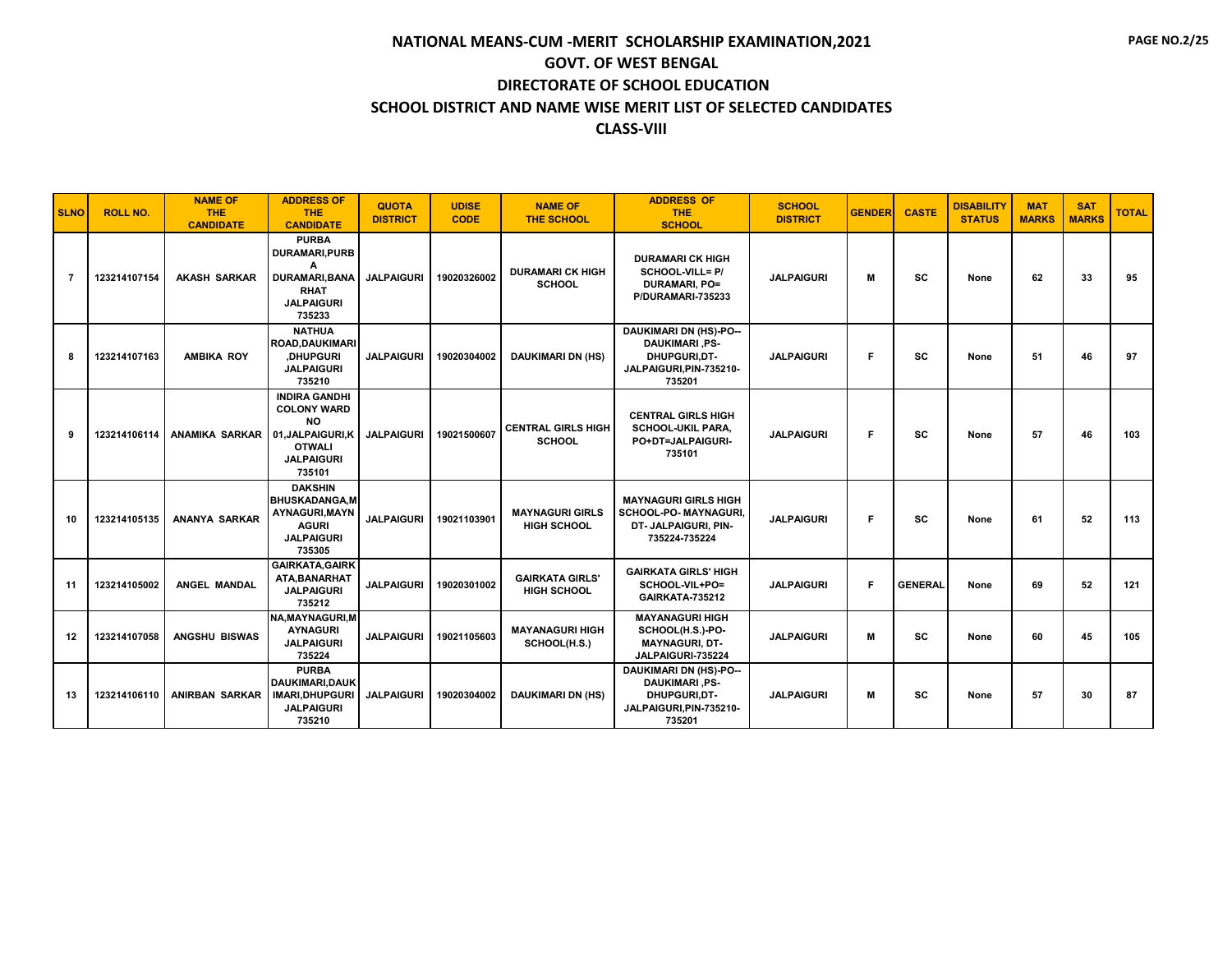# NATIONAL MEANS-CUM -MERIT SCHOLARSHIP EXAMINATION,2021

## GOVT. OF WEST BENGAL

## DIRECTORATE OF SCHOOL EDUCATION

## SCHOOL DISTRICT AND NAME WISE MERIT LIST OF SELECTED CANDIDATES

## CLASS-VIII

| SLNO | ROLL NO. | NAME OF THE CANDIDATE | ADDRESS OF THE CANDIDATE | QUOTA DISTRICT | UDISE CODE | NAME OF THE SCHOOL | ADDRESS OF THE SCHOOL | SCHOOL DISTRICT | GENDER | CASTE | DISABILITY STATUS | MAT MARKS | SAT MARKS | TOTAL |
|---|---|---|---|---|---|---|---|---|---|---|---|---|---|---|
| 7 | 123214107154 | AKASH SARKAR | PURBA DURAMARI,PURBA DURAMARI,BANARHAT JALPAIGURI 735233 | JALPAIGURI | 19020326002 | DURAMARI CK HIGH SCHOOL | DURAMARI CK HIGH SCHOOL-VILL= P/ DURAMARI, PO= P/DURAMARI-735233 | JALPAIGURI | M | SC | None | 62 | 33 | 95 |
| 8 | 123214107163 | AMBIKA ROY | NATHUA ROAD,DAUKIMARI,DHUPGURI JALPAIGURI 735210 | JALPAIGURI | 19020304002 | DAUKIMARI DN (HS) | DAUKIMARI DN (HS)-PO--DAUKIMARI ,PS-DHUPGURI,DT-JALPAIGURI,PIN-735210-735201 | JALPAIGURI | F | SC | None | 51 | 46 | 97 |
| 9 | 123214106114 | ANAMIKA SARKAR | INDIRA GANDHI COLONY WARD NO 01,JALPAIGURI,KOTWALI JALPAIGURI 735101 | JALPAIGURI | 19021500607 | CENTRAL GIRLS HIGH SCHOOL | CENTRAL GIRLS HIGH SCHOOL-UKIL PARA, PO+DT=JALPAIGURI-735101 | JALPAIGURI | F | SC | None | 57 | 46 | 103 |
| 10 | 123214105135 | ANANYA SARKAR | DAKSHIN BHUSKADANGA,MAYNAGURI,MAYNAGURI JALPAIGURI 735305 | JALPAIGURI | 19021103901 | MAYNAGURI GIRLS HIGH SCHOOL | MAYNAGURI GIRLS HIGH SCHOOL-PO- MAYNAGURI, DT- JALPAIGURI, PIN-735224-735224 | JALPAIGURI | F | SC | None | 61 | 52 | 113 |
| 11 | 123214105002 | ANGEL MANDAL | GAIRKATA,GAIRKATA,BANARHAT JALPAIGURI 735212 | JALPAIGURI | 19020301002 | GAIRKATA GIRLS' HIGH SCHOOL | GAIRKATA GIRLS' HIGH SCHOOL-VIL+PO= GAIRKATA-735212 | JALPAIGURI | F | GENERAL | None | 69 | 52 | 121 |
| 12 | 123214107058 | ANGSHU BISWAS | NA,MAYNAGURI,MAYNAGURI JALPAIGURI 735224 | JALPAIGURI | 19021105603 | MAYANAGURI HIGH SCHOOL(H.S.) | MAYANAGURI HIGH SCHOOL(H.S.)-PO-MAYNAGURI, DT-JALPAIGURI-735224 | JALPAIGURI | M | SC | None | 60 | 45 | 105 |
| 13 | 123214106110 | ANIRBAN SARKAR | PURBA DAUKIMARI,DAUKIMARI,DHUPGURI JALPAIGURI 735210 | JALPAIGURI | 19020304002 | DAUKIMARI DN (HS) | DAUKIMARI DN (HS)-PO--DAUKIMARI ,PS-DHUPGURI,DT-JALPAIGURI,PIN-735210-735201 | JALPAIGURI | M | SC | None | 57 | 30 | 87 |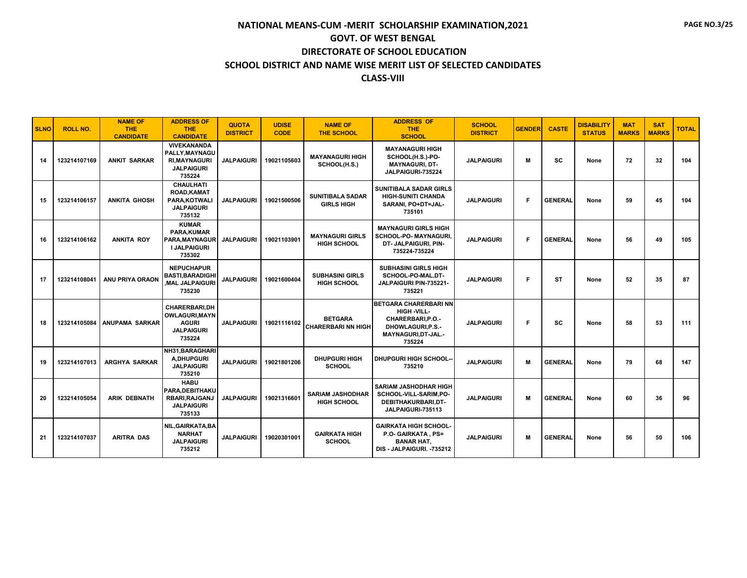# NATIONAL MEANS-CUM -MERIT SCHOLARSHIP EXAMINATION,2021

## GOVT. OF WEST BENGAL

## DIRECTORATE OF SCHOOL EDUCATION

## SCHOOL DISTRICT AND NAME WISE MERIT LIST OF SELECTED CANDIDATES

## CLASS-VIII

| SLNO | ROLL NO. | NAME OF THE CANDIDATE | ADDRESS OF THE CANDIDATE | QUOTA DISTRICT | UDISE CODE | NAME OF THE SCHOOL | ADDRESS OF THE SCHOOL | SCHOOL DISTRICT | GENDER | CASTE | DISABILITY STATUS | MAT MARKS | SAT MARKS | TOTAL |
|---|---|---|---|---|---|---|---|---|---|---|---|---|---|---|
| 14 | 123214107169 | ANKIT SARKAR | VIVEKANANDA PALLY,MAYNAGURI,MAYNAGURI JALPAIGURI 735224 | JALPAIGURI | 19021105603 | MAYANAGURI HIGH SCHOOL(H.S.) | MAYANAGURI HIGH SCHOOL(H.S.)-PO-MAYNAGURI, DT-JALPAIGURI-735224 | JALPAIGURI | M | SC | None | 72 | 32 | 104 |
| 15 | 123214106157 | ANKITA GHOSH | CHAULHATI ROAD,KAMAT PARA,KOTWALI JALPAIGURI 735132 | JALPAIGURI | 19021500506 | SUNITIBALA SADAR GIRLS HIGH | SUNITIBALA SADAR GIRLS HIGH-SUNITI CHANDA SARANI, PO+DT=JAL-735101 | JALPAIGURI | F | GENERAL | None | 59 | 45 | 104 |
| 16 | 123214106162 | ANKITA ROY | KUMAR PARA,KUMAR PARA,MAYNAGURI JALPAIGURI 735302 | JALPAIGURI | 19021103901 | MAYNAGURI GIRLS HIGH SCHOOL | MAYNAGURI GIRLS HIGH SCHOOL-PO- MAYNAGURI, DT- JALPAIGURI, PIN-735224-735224 | JALPAIGURI | F | GENERAL | None | 56 | 49 | 105 |
| 17 | 123214108041 | ANU PRIYA ORAON | NEPUCHAPUR BASTI,BARADIGHI,MAL JALPAIGURI 735230 | JALPAIGURI | 19021600404 | SUBHASINI GIRLS HIGH SCHOOL | SUBHASINI GIRLS HIGH SCHOOL-PO-MAL,DT-JALPAIGURI PIN-735221-735221 | JALPAIGURI | F | ST | None | 52 | 35 | 87 |
| 18 | 123214105084 | ANUPAMA SARKAR | CHARERBARI,DHOWLAGURI,MAYNAGURI JALPAIGURI 735224 | JALPAIGURI | 19021116102 | BETGARA CHARERBARI NN HIGH | BETGARA CHARERBARI NN HIGH -VILL-CHARERBARI,P.O.-DHOWLAGURI,P.S.-MAYNAGURI,DT-JAL.-735224 | JALPAIGURI | F | SC | None | 58 | 53 | 111 |
| 19 | 123214107013 | ARGHYA SARKAR | NH31,BARAGHARIA,DHUPGURI JALPAIGURI 735210 | JALPAIGURI | 19021801206 | DHUPGURI HIGH SCHOOL | DHUPGURI HIGH SCHOOL--735210 | JALPAIGURI | M | GENERAL | None | 79 | 68 | 147 |
| 20 | 123214105054 | ARIK DEBNATH | HABU PARA,DEBITHAKURBARI,RAJGANJ JALPAIGURI 735133 | JALPAIGURI | 19021316601 | SARIAM JASHODHAR HIGH SCHOOL | SARIAM JASHODHAR HIGH SCHOOL-VILL-SARIM,PO-DEBITHAKURBARI,DT-JALPAIGURI-735113 | JALPAIGURI | M | GENERAL | None | 60 | 36 | 96 |
| 21 | 123214107037 | ARITRA DAS | NIL,GAIRKATA,BANARHAT JALPAIGURI 735212 | JALPAIGURI | 19020301001 | GAIRKATA HIGH SCHOOL | GAIRKATA HIGH SCHOOL-P.O- GAIRKATA , PS= BANAR HAT, DIS - JALPAIGURI. -735212 | JALPAIGURI | M | GENERAL | None | 56 | 50 | 106 |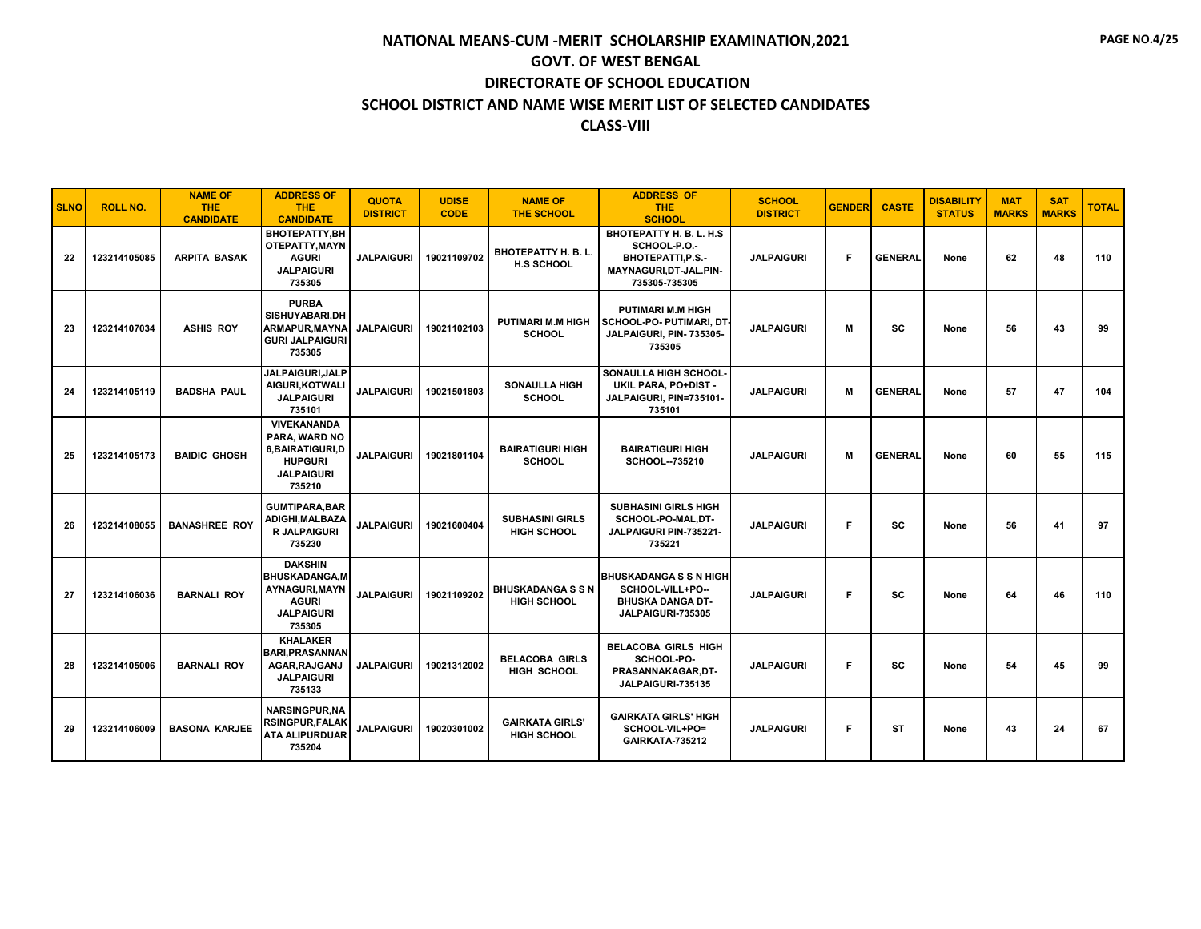# NATIONAL MEANS-CUM -MERIT SCHOLARSHIP EXAMINATION,2021

## GOVT. OF WEST BENGAL

## DIRECTORATE OF SCHOOL EDUCATION

## SCHOOL DISTRICT AND NAME WISE MERIT LIST OF SELECTED CANDIDATES

## CLASS-VIII

| SLNO | ROLL NO. | NAME OF THE CANDIDATE | ADDRESS OF THE CANDIDATE | QUOTA DISTRICT | UDISE CODE | NAME OF THE SCHOOL | ADDRESS OF THE SCHOOL | SCHOOL DISTRICT | GENDER | CASTE | DISABILITY STATUS | MAT MARKS | SAT MARKS | TOTAL |
|---|---|---|---|---|---|---|---|---|---|---|---|---|---|---|
| 22 | 123214105085 | ARPITA BASAK | BHOTEPATTY,BHOTEPATTY,MAYNAGURI JALPAIGURI 735305 | JALPAIGURI | 19021109702 | BHOTEPATTY H. B. L. H.S SCHOOL | BHOTEPATTY H. B. L. H.S SCHOOL-P.O.-BHOTEPATTI,P.S.-MAYNAGURI,DT-JAL.PIN-735305-735305 | JALPAIGURI | F | GENERAL | None | 62 | 48 | 110 |
| 23 | 123214107034 | ASHIS ROY | PURBA SISHUYABARI,DHARMAPUR,MAYNAGURI JALPAIGURI 735305 | JALPAIGURI | 19021102103 | PUTIMARI M.M HIGH SCHOOL | PUTIMARI M.M HIGH SCHOOL-PO- PUTIMARI, DT-JALPAIGURI, PIN- 735305-735305 | JALPAIGURI | M | SC | None | 56 | 43 | 99 |
| 24 | 123214105119 | BADSHA PAUL | JALPAIGURI,JALPAIGURI,KOTWALI JALPAIGURI 735101 | JALPAIGURI | 19021501803 | SONAULLA HIGH SCHOOL | SONAULLA HIGH SCHOOL-UKIL PARA, PO+DIST - JALPAIGURI, PIN=735101-735101 | JALPAIGURI | M | GENERAL | None | 57 | 47 | 104 |
| 25 | 123214105173 | BAIDIC GHOSH | VIVEKANANDA PARA, WARD NO 6,BAIRATIGURI,DHUPGURI JALPAIGURI 735210 | JALPAIGURI | 19021801104 | BAIRATIGURI HIGH SCHOOL | BAIRATIGURI HIGH SCHOOL--735210 | JALPAIGURI | M | GENERAL | None | 60 | 55 | 115 |
| 26 | 123214108055 | BANASHREE ROY | GUMTIPARA,BARADIGHI,MALBAZAR JALPAIGURI 735230 | JALPAIGURI | 19021600404 | SUBHASINI GIRLS HIGH SCHOOL | SUBHASINI GIRLS HIGH SCHOOL-PO-MAL,DT-JALPAIGURI PIN-735221-735221 | JALPAIGURI | F | SC | None | 56 | 41 | 97 |
| 27 | 123214106036 | BARNALI ROY | DAKSHIN BHUSKADANGA,MAYNAGURI,MAYNAGURI JALPAIGURI 735305 | JALPAIGURI | 19021109202 | BHUSKADANGA S S N HIGH SCHOOL | BHUSKADANGA S S N HIGH SCHOOL-VILL+PO--BHUSKA DANGA DT-JALPAIGURI-735305 | JALPAIGURI | F | SC | None | 64 | 46 | 110 |
| 28 | 123214105006 | BARNALI ROY | KHALAKER BARI,PRASANNANAGAR,RAJGANJ JALPAIGURI 735133 | JALPAIGURI | 19021312002 | BELACOBA GIRLS HIGH SCHOOL | BELACOBA GIRLS HIGH SCHOOL-PO-PRASANNAKAGAR,DT-JALPAIGURI-735135 | JALPAIGURI | F | SC | None | 54 | 45 | 99 |
| 29 | 123214106009 | BASONA KARJEE | NARSINGPUR,NARSINGPUR,FALAKATA ALIPURDUAR 735204 | JALPAIGURI | 19020301002 | GAIRKATA GIRLS' HIGH SCHOOL | GAIRKATA GIRLS' HIGH SCHOOL-VIL+PO= GAIRKATA-735212 | JALPAIGURI | F | ST | None | 43 | 24 | 67 |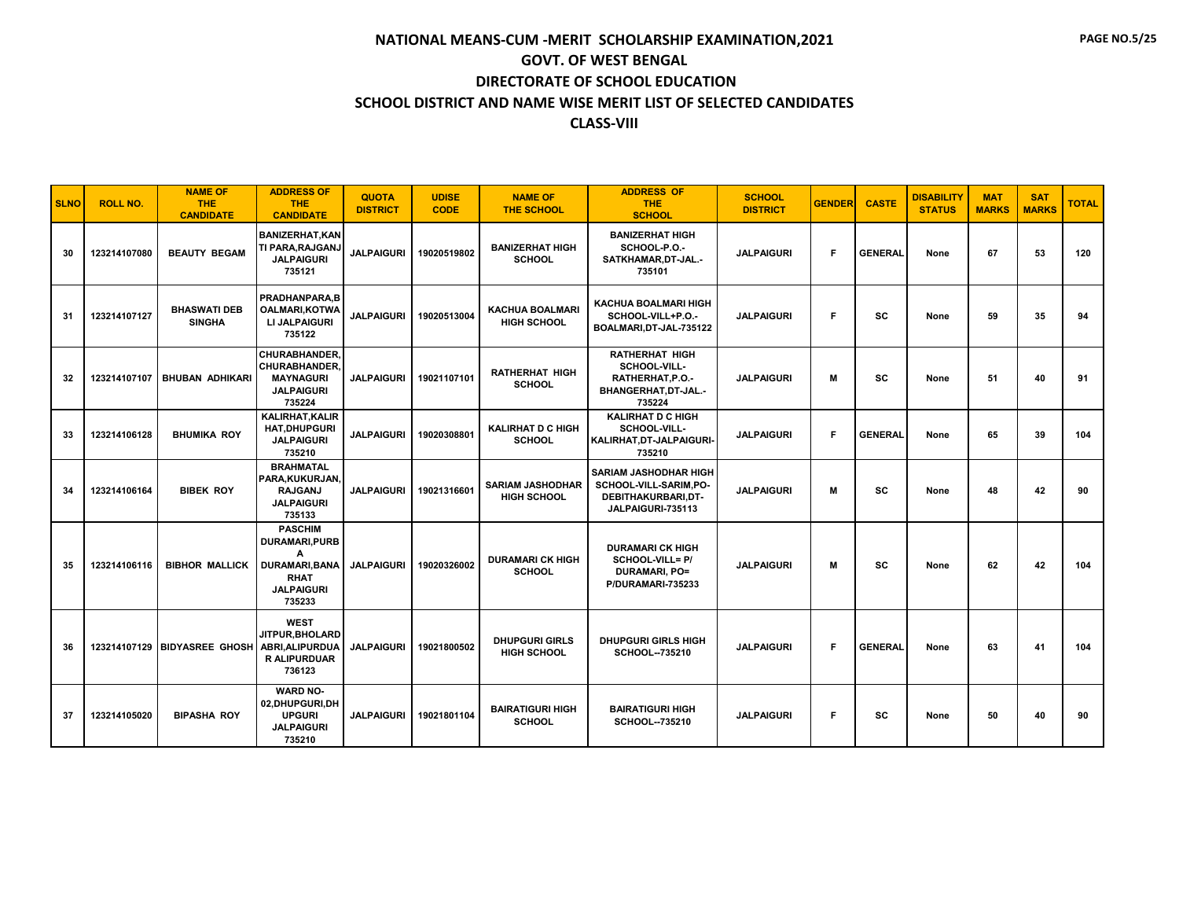# NATIONAL MEANS-CUM -MERIT SCHOLARSHIP EXAMINATION,2021

## GOVT. OF WEST BENGAL

## DIRECTORATE OF SCHOOL EDUCATION

## SCHOOL DISTRICT AND NAME WISE MERIT LIST OF SELECTED CANDIDATES

## CLASS-VIII

| SLNO | ROLL NO. | NAME OF THE CANDIDATE | ADDRESS OF THE CANDIDATE | QUOTA DISTRICT | UDISE CODE | NAME OF THE SCHOOL | ADDRESS OF THE SCHOOL | SCHOOL DISTRICT | GENDER | CASTE | DISABILITY STATUS | MAT MARKS | SAT MARKS | TOTAL |
|---|---|---|---|---|---|---|---|---|---|---|---|---|---|---|
| 30 | 123214107080 | BEAUTY BEGAM | BANIZERHAT,KANTI PARA,RAJGANJ JALPAIGURI 735121 | JALPAIGURI | 19020519802 | BANIZERHAT HIGH SCHOOL | BANIZERHAT HIGH SCHOOL-P.O.-SATKHAMAR,DT-JAL.-735101 | JALPAIGURI | F | GENERAL | None | 67 | 53 | 120 |
| 31 | 123214107127 | BHASWATI DEB SINGHA | PRADHANPARA,BOALMARI,KOTWALI JALPAIGURI 735122 | JALPAIGURI | 19020513004 | KACHUA BOALMARI HIGH SCHOOL | KACHUA BOALMARI HIGH SCHOOL-VILL+P.O.-BOALMARI,DT-JAL-735122 | JALPAIGURI | F | SC | None | 59 | 35 | 94 |
| 32 | 123214107107 | BHUBAN ADHIKARI | CHURABHANDER,CHURABHANDER,MAYNAGURI JALPAIGURI 735224 | JALPAIGURI | 19021107101 | RATHERHAT HIGH SCHOOL | RATHERHAT HIGH SCHOOL-VILL-RATHERHAT,P.O.-BHANGERHAT,DT-JAL.-735224 | JALPAIGURI | M | SC | None | 51 | 40 | 91 |
| 33 | 123214106128 | BHUMIKA ROY | KALIRHAT,KALIRHAT,DHUPGURI JALPAIGURI 735210 | JALPAIGURI | 19020308801 | KALIRHAT D C HIGH SCHOOL | KALIRHAT D C HIGH SCHOOL-VILL-KALIRHAT,DT-JALPAIGURI-735210 | JALPAIGURI | F | GENERAL | None | 65 | 39 | 104 |
| 34 | 123214106164 | BIBEK ROY | BRAHMATAL PARA,KUKURJAN,RAJGANJ JALPAIGURI 735133 | JALPAIGURI | 19021316601 | SARIAM JASHODHAR HIGH SCHOOL | SARIAM JASHODHAR HIGH SCHOOL-VILL-SARIM,PO-DEBITHAKURBARI,DT-JALPAIGURI-735113 | JALPAIGURI | M | SC | None | 48 | 42 | 90 |
| 35 | 123214106116 | BIBHOR MALLICK | PASCHIM DURAMARI,PURBA DURAMARI,BANARHAT JALPAIGURI 735233 | JALPAIGURI | 19020326002 | DURAMARI CK HIGH SCHOOL | DURAMARI CK HIGH SCHOOL-VILL= P/ DURAMARI, PO= P/DURAMARI-735233 | JALPAIGURI | M | SC | None | 62 | 42 | 104 |
| 36 | 123214107129 | BIDYASREE GHOSH | WEST JITPUR,BHOLARDABRI,ALIPURDUAR ALIPURDUAR 736123 | JALPAIGURI | 19021800502 | DHUPGURI GIRLS HIGH SCHOOL | DHUPGURI GIRLS HIGH SCHOOL--735210 | JALPAIGURI | F | GENERAL | None | 63 | 41 | 104 |
| 37 | 123214105020 | BIPASHA ROY | WARD NO-02,DHUPGURI,DHUPGURI JALPAIGURI 735210 | JALPAIGURI | 19021801104 | BAIRATIGURI HIGH SCHOOL | BAIRATIGURI HIGH SCHOOL--735210 | JALPAIGURI | F | SC | None | 50 | 40 | 90 |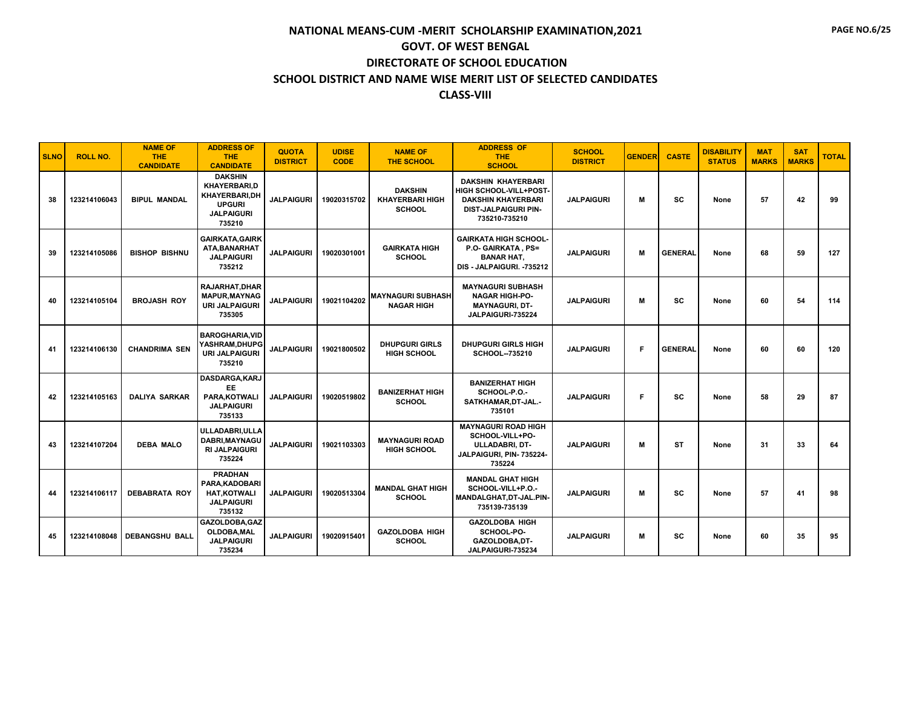# NATIONAL MEANS-CUM -MERIT SCHOLARSHIP EXAMINATION,2021

## GOVT. OF WEST BENGAL

## DIRECTORATE OF SCHOOL EDUCATION

## SCHOOL DISTRICT AND NAME WISE MERIT LIST OF SELECTED CANDIDATES

## CLASS-VIII

| SLNO | ROLL NO. | NAME OF THE CANDIDATE | ADDRESS OF THE CANDIDATE | QUOTA DISTRICT | UDISE CODE | NAME OF THE SCHOOL | ADDRESS OF THE SCHOOL | SCHOOL DISTRICT | GENDER | CASTE | DISABILITY STATUS | MAT MARKS | SAT MARKS | TOTAL |
|---|---|---|---|---|---|---|---|---|---|---|---|---|---|---|
| 38 | 123214106043 | BIPUL MANDAL | DAKSHIN KHAYERBARI,D KHAYERBARI,DH UPGURI JALPAIGURI 735210 | JALPAIGURI | 19020315702 | DAKSHIN KHAYERBARI HIGH SCHOOL | DAKSHIN KHAYERBARI HIGH SCHOOL-VILL+POST-DAKSHIN KHAYERBARI DIST-JALPAIGURI PIN-735210-735210 | JALPAIGURI | M | SC | None | 57 | 42 | 99 |
| 39 | 123214105086 | BISHOP BISHNU | GAIRKATA,GAIRK ATA,BANARHAT JALPAIGURI 735212 | JALPAIGURI | 19020301001 | GAIRKATA HIGH SCHOOL | GAIRKATA HIGH SCHOOL-P.O- GAIRKATA , PS= BANAR HAT, DIS - JALPAIGURI. -735212 | JALPAIGURI | M | GENERAL | None | 68 | 59 | 127 |
| 40 | 123214105104 | BROJASH ROY | RAJARHAT,DHAR MAPUR,MAYNAG URI JALPAIGURI 735305 | JALPAIGURI | 19021104202 | MAYNAGURI SUBHASH NAGAR HIGH | MAYNAGURI SUBHASH NAGAR HIGH-PO-MAYNAGURI, DT-JALPAIGURI-735224 | JALPAIGURI | M | SC | None | 60 | 54 | 114 |
| 41 | 123214106130 | CHANDRIMA SEN | BAROGHARIA,VID YASHRAM,DHUPG URI JALPAIGURI 735210 | JALPAIGURI | 19021800502 | DHUPGURI GIRLS HIGH SCHOOL | DHUPGURI GIRLS HIGH SCHOOL--735210 | JALPAIGURI | F | GENERAL | None | 60 | 60 | 120 |
| 42 | 123214105163 | DALIYA SARKAR | DASDARGA,KARJ EE PARA,KOTWALI JALPAIGURI 735133 | JALPAIGURI | 19020519802 | BANIZERHAT HIGH SCHOOL | BANIZERHAT HIGH SCHOOL-P.O.-SATKHAMAR,DT-JAL.-735101 | JALPAIGURI | F | SC | None | 58 | 29 | 87 |
| 43 | 123214107204 | DEBA MALO | ULLADABRI,ULLA DABRI,MAYNAGU RI JALPAIGURI 735224 | JALPAIGURI | 19021103303 | MAYNAGURI ROAD HIGH SCHOOL | MAYNAGURI ROAD HIGH SCHOOL-VILL+PO-ULLADABRI, DT-JALPAIGURI, PIN- 735224-735224 | JALPAIGURI | M | ST | None | 31 | 33 | 64 |
| 44 | 123214106117 | DEBABRATA ROY | PRADHAN PARA,KADOBARI HAT,KOTWALI JALPAIGURI 735132 | JALPAIGURI | 19020513304 | MANDAL GHAT HIGH SCHOOL | MANDAL GHAT HIGH SCHOOL-VILL+P.O.-MANDALGHAT,DT-JAL.PIN-735139-735139 | JALPAIGURI | M | SC | None | 57 | 41 | 98 |
| 45 | 123214108048 | DEBANGSHU BALL | GAZOLDOBA,GAZ OLDOBA,MAL JALPAIGURI 735234 | JALPAIGURI | 19020915401 | GAZOLDOBA HIGH SCHOOL | GAZOLDOBA HIGH SCHOOL-PO-GAZOLDOBA,DT-JALPAIGURI-735234 | JALPAIGURI | M | SC | None | 60 | 35 | 95 |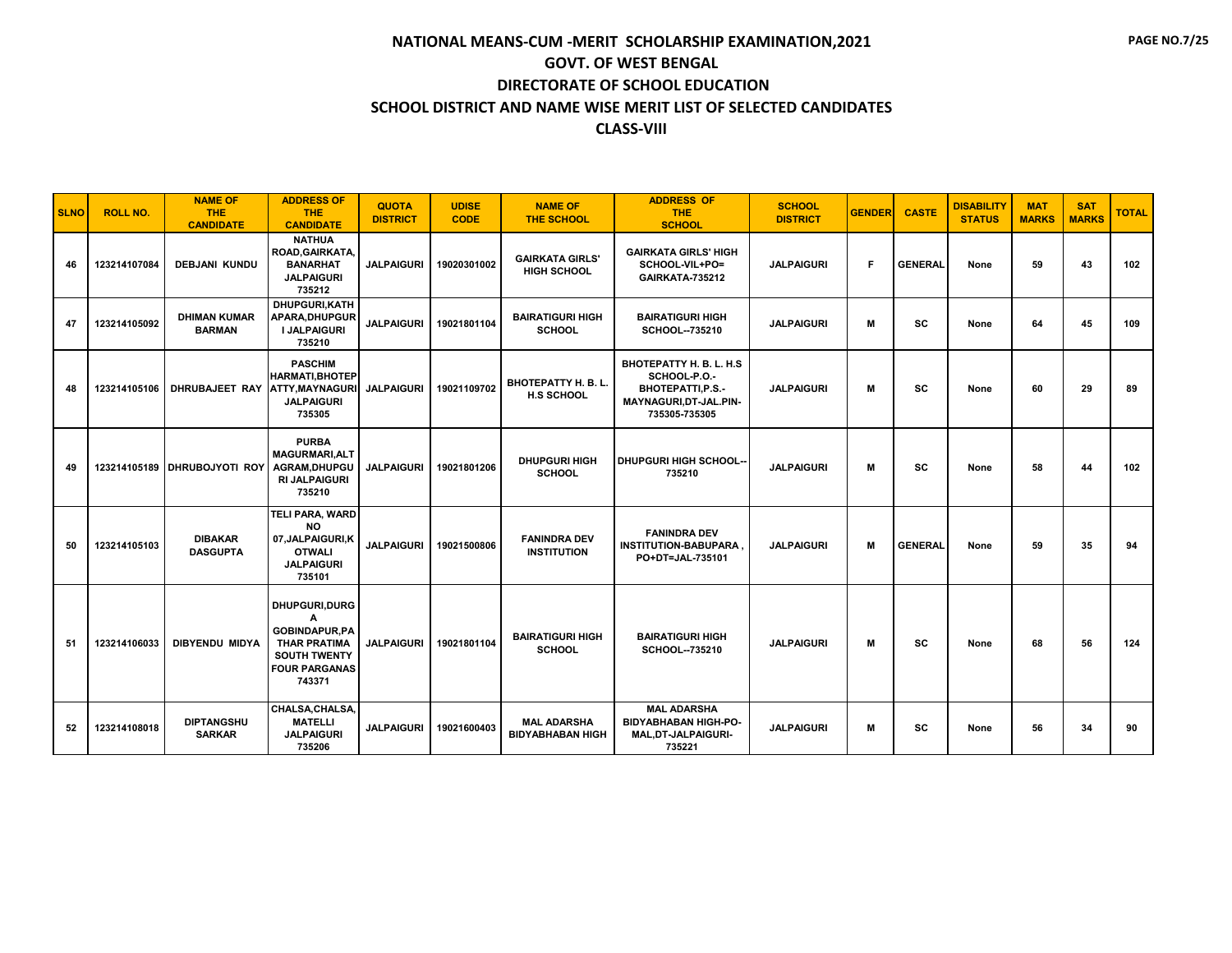# NATIONAL MEANS-CUM -MERIT SCHOLARSHIP EXAMINATION,2021

## GOVT. OF WEST BENGAL

## DIRECTORATE OF SCHOOL EDUCATION

## SCHOOL DISTRICT AND NAME WISE MERIT LIST OF SELECTED CANDIDATES

## CLASS-VIII

| SLNO | ROLL NO. | NAME OF THE CANDIDATE | ADDRESS OF THE CANDIDATE | QUOTA DISTRICT | UDISE CODE | NAME OF THE SCHOOL | ADDRESS OF THE SCHOOL | SCHOOL DISTRICT | GENDER | CASTE | DISABILITY STATUS | MAT MARKS | SAT MARKS | TOTAL |
|---|---|---|---|---|---|---|---|---|---|---|---|---|---|---|
| 46 | 123214107084 | DEBJANI KUNDU | NATHUA ROAD,GAIRKATA, BANARHAT JALPAIGURI 735212 | JALPAIGURI | 19020301002 | GAIRKATA GIRLS' HIGH SCHOOL | GAIRKATA GIRLS' HIGH SCHOOL-VIL+PO= GAIRKATA-735212 | JALPAIGURI | F | GENERAL | None | 59 | 43 | 102 |
| 47 | 123214105092 | DHIMAN KUMAR BARMAN | DHUPGURI,KATHAPARA,DHUPGURI JALPAIGURI 735210 | JALPAIGURI | 19021801104 | BAIRATIGURI HIGH SCHOOL | BAIRATIGURI HIGH SCHOOL--735210 | JALPAIGURI | M | SC | None | 64 | 45 | 109 |
| 48 | 123214105106 | DHRUBAJEET RAY | PASCHIM HARMATI,BHOTEPATTY,MAYNAGURI JALPAIGURI 735305 | JALPAIGURI | 19021109702 | BHOTEPATTY H. B. L. H.S SCHOOL | BHOTEPATTY H. B. L. H.S SCHOOL-P.O.-BHOTEPATTI,P.S.-MAYNAGURI,DT-JAL.PIN-735305-735305 | JALPAIGURI | M | SC | None | 60 | 29 | 89 |
| 49 | 123214105189 | DHRUBOJYOTI ROY | PURBA MAGURMARI,ALTAGRAM,DHUPGURI JALPAIGURI 735210 | JALPAIGURI | 19021801206 | DHUPGURI HIGH SCHOOL | DHUPGURI HIGH SCHOOL--735210 | JALPAIGURI | M | SC | None | 58 | 44 | 102 |
| 50 | 123214105103 | DIBAKAR DASGUPTA | TELI PARA, WARD NO 07,JALPAIGURI,KOTWALI JALPAIGURI 735101 | JALPAIGURI | 19021500806 | FANINDRA DEV INSTITUTION | FANINDRA DEV INSTITUTION-BABUPARA , PO+DT=JAL-735101 | JALPAIGURI | M | GENERAL | None | 59 | 35 | 94 |
| 51 | 123214106033 | DIBYENDU MIDYA | DHUPGURI,DURGA GOBINDAPUR,PATHAR PRATIMA SOUTH TWENTY FOUR PARGANAS 743371 | JALPAIGURI | 19021801104 | BAIRATIGURI HIGH SCHOOL | BAIRATIGURI HIGH SCHOOL--735210 | JALPAIGURI | M | SC | None | 68 | 56 | 124 |
| 52 | 123214108018 | DIPTANGSHU SARKAR | CHALSA,CHALSA, MATELLI JALPAIGURI 735206 | JALPAIGURI | 19021600403 | MAL ADARSHA BIDYABHABAN HIGH | MAL ADARSHA BIDYABHABAN HIGH-PO-MAL,DT-JALPAIGURI-735221 | JALPAIGURI | M | SC | None | 56 | 34 | 90 |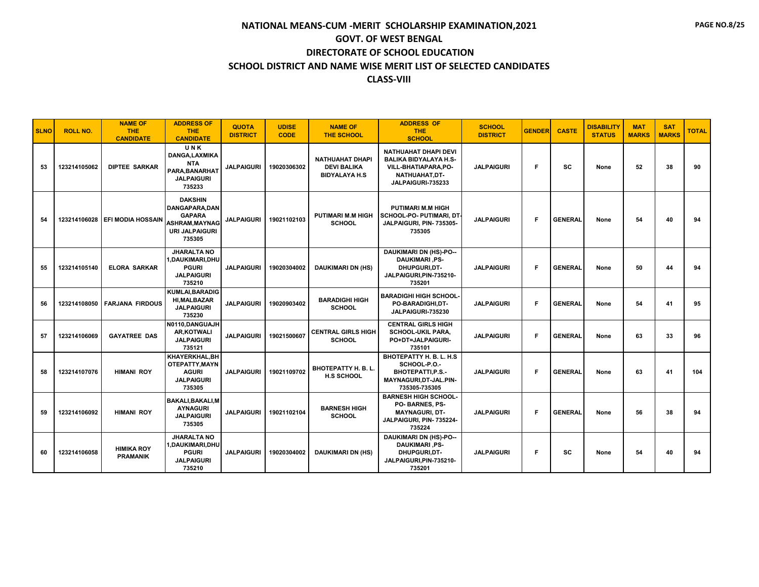# NATIONAL MEANS-CUM -MERIT SCHOLARSHIP EXAMINATION,2021

## GOVT. OF WEST BENGAL

## DIRECTORATE OF SCHOOL EDUCATION

## SCHOOL DISTRICT AND NAME WISE MERIT LIST OF SELECTED CANDIDATES

## CLASS-VIII

| SLNO | ROLL NO. | NAME OF THE CANDIDATE | ADDRESS OF THE CANDIDATE | QUOTA DISTRICT | UDISE CODE | NAME OF THE SCHOOL | ADDRESS OF THE SCHOOL | SCHOOL DISTRICT | GENDER | CASTE | DISABILITY STATUS | MAT MARKS | SAT MARKS | TOTAL |
|---|---|---|---|---|---|---|---|---|---|---|---|---|---|---|
| 53 | 123214105062 | DIPTEE SARKAR | U N K DANGA,LAXMIKA NTA PARA,BANARHAT JALPAIGURI 735233 | JALPAIGURI | 19020306302 | NATHUAHAT DHAPI DEVI BALIKA BIDYALAYA H.S | NATHUAHAT DHAPI DEVI BALIKA BIDYALAYA H.S-VILL-BHATIAPARA,PO-NATHUAHAT,DT-JALPAIGURI-735233 | JALPAIGURI | F | SC | None | 52 | 38 | 90 |
| 54 | 123214106028 | EFI MODIA HOSSAIN | DAKSHIN DANGAPARA,DAN GAPARA ASHRAM,MAYNAG URI JALPAIGURI 735305 | JALPAIGURI | 19021102103 | PUTIMARI M.M HIGH SCHOOL | PUTIMARI M.M HIGH SCHOOL-PO- PUTIMARI, DT-JALPAIGURI, PIN- 735305-735305 | JALPAIGURI | F | GENERAL | None | 54 | 40 | 94 |
| 55 | 123214105140 | ELORA SARKAR | JHARALTA NO 1,DAUKIMARI,DHU PGURI JALPAIGURI 735210 | JALPAIGURI | 19020304002 | DAUKIMARI DN (HS) | DAUKIMARI DN (HS)-PO--DAUKIMARI ,PS-DHUPGURI,DT-JALPAIGURI,PIN-735210-735201 | JALPAIGURI | F | GENERAL | None | 50 | 44 | 94 |
| 56 | 123214108050 | FARJANA FIRDOUS | KUMLAI,BARADIG HI,MALBAZAR JALPAIGURI 735230 | JALPAIGURI | 19020903402 | BARADIGHI HIGH SCHOOL | BARADIGHI HIGH SCHOOL-PO-BARADIGHI,DT-JALPAIGURI-735230 | JALPAIGURI | F | GENERAL | None | 54 | 41 | 95 |
| 57 | 123214106069 | GAYATREE DAS | N0110,DANGUAJH AR,KOTWALI JALPAIGURI 735121 | JALPAIGURI | 19021500607 | CENTRAL GIRLS HIGH SCHOOL | CENTRAL GIRLS HIGH SCHOOL-UKIL PARA, PO+DT=JALPAIGURI-735101 | JALPAIGURI | F | GENERAL | None | 63 | 33 | 96 |
| 58 | 123214107076 | HIMANI ROY | KHAYERKHAL,BH OTEPATTY,MAYN AGURI JALPAIGURI 735305 | JALPAIGURI | 19021109702 | BHOTEPATTY H. B. L. H.S SCHOOL | BHOTEPATTY H. B. L. H.S SCHOOL-P.O.-BHOTEPATTI,P.S.-MAYNAGURI,DT-JAL.PIN-735305-735305 | JALPAIGURI | F | GENERAL | None | 63 | 41 | 104 |
| 59 | 123214106092 | HIMANI ROY | BAKALI,BAKALI,M AYNAGURI JALPAIGURI 735305 | JALPAIGURI | 19021102104 | BARNESH HIGH SCHOOL | BARNESH HIGH SCHOOL-PO- BARNES, PS-MAYNAGURI, DT-JALPAIGURI, PIN- 735224-735224 | JALPAIGURI | F | GENERAL | None | 56 | 38 | 94 |
| 60 | 123214106058 | HIMIKA ROY PRAMANIK | JHARALTA NO 1,DAUKIMARI,DHU PGURI JALPAIGURI 735210 | JALPAIGURI | 19020304002 | DAUKIMARI DN (HS) | DAUKIMARI DN (HS)-PO--DAUKIMARI ,PS-DHUPGURI,DT-JALPAIGURI,PIN-735210-735201 | JALPAIGURI | F | SC | None | 54 | 40 | 94 |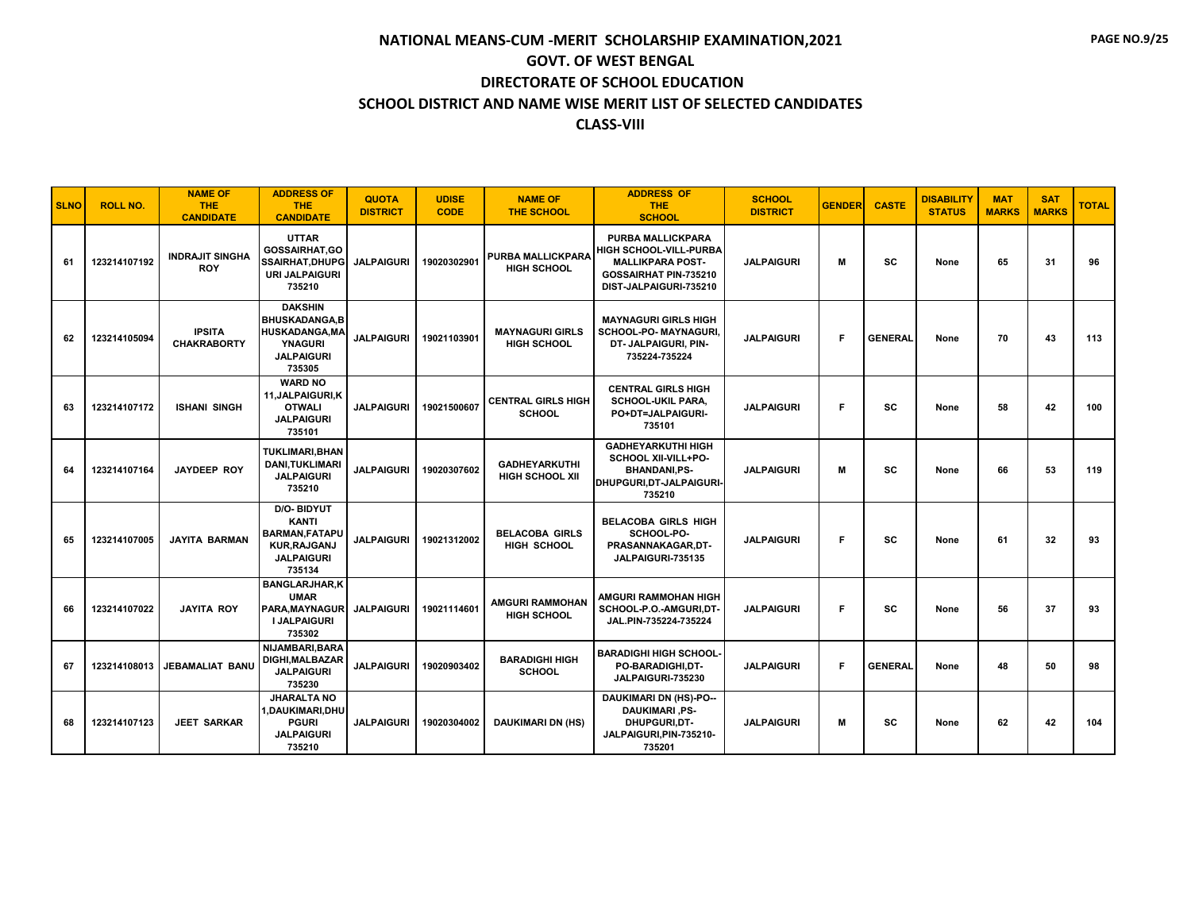# NATIONAL MEANS-CUM -MERIT SCHOLARSHIP EXAMINATION,2021

## GOVT. OF WEST BENGAL

## DIRECTORATE OF SCHOOL EDUCATION

## SCHOOL DISTRICT AND NAME WISE MERIT LIST OF SELECTED CANDIDATES

## CLASS-VIII

| SLNO | ROLL NO. | NAME OF THE CANDIDATE | ADDRESS OF THE CANDIDATE | QUOTA DISTRICT | UDISE CODE | NAME OF THE SCHOOL | ADDRESS OF THE SCHOOL | SCHOOL DISTRICT | GENDER | CASTE | DISABILITY STATUS | MAT MARKS | SAT MARKS | TOTAL |
|---|---|---|---|---|---|---|---|---|---|---|---|---|---|---|
| 61 | 123214107192 | INDRAJIT SINGHA ROY | UTTAR GOSSAIRHAT,GOSSAIRHAT,DHUPGURI JALPAIGURI 735210 | JALPAIGURI | 19020302901 | PURBA MALLICKPARA HIGH SCHOOL | PURBA MALLICKPARA HIGH SCHOOL-VILL-PURBA MALLIKPARA POST-GOSSAIRHAT PIN-735210 DIST-JALPAIGURI-735210 | JALPAIGURI | M | SC | None | 65 | 31 | 96 |
| 62 | 123214105094 | IPSITA CHAKRABORTY | DAKSHIN BHUSKADANGA,BHUSKADANGA,MAYNAGURI JALPAIGURI 735305 | JALPAIGURI | 19021103901 | MAYNAGURI GIRLS HIGH SCHOOL | MAYNAGURI GIRLS HIGH SCHOOL-PO- MAYNAGURI, DT- JALPAIGURI, PIN-735224-735224 | JALPAIGURI | F | GENERAL | None | 70 | 43 | 113 |
| 63 | 123214107172 | ISHANI SINGH | WARD NO 11,JALPAIGURI,KOTWALI JALPAIGURI 735101 | JALPAIGURI | 19021500607 | CENTRAL GIRLS HIGH SCHOOL | CENTRAL GIRLS HIGH SCHOOL-UKIL PARA, PO+DT=JALPAIGURI-735101 | JALPAIGURI | F | SC | None | 58 | 42 | 100 |
| 64 | 123214107164 | JAYDEEP ROY | TUKLIMARI,BHANDANI,TUKLIMARI JALPAIGURI 735210 | JALPAIGURI | 19020307602 | GADHEYARKUTHI HIGH SCHOOL XII | GADHEYARKUTHI HIGH SCHOOL XII-VILL+PO-BHANDANI,PS-DHUPGURI,DT-JALPAIGURI-735210 | JALPAIGURI | M | SC | None | 66 | 53 | 119 |
| 65 | 123214107005 | JAYITA BARMAN | D/O- BIDYUT KANTI BARMAN,FATAPUKUR,RAJGANJ JALPAIGURI 735134 | JALPAIGURI | 19021312002 | BELACOBA GIRLS HIGH SCHOOL | BELACOBA GIRLS HIGH SCHOOL-PO-PRASANNAKAGAR,DT-JALPAIGURI-735135 | JALPAIGURI | F | SC | None | 61 | 32 | 93 |
| 66 | 123214107022 | JAYITA ROY | BANGLARJHAR,KUMAR PARA,MAYNAGURI JALPAIGURI 735302 | JALPAIGURI | 19021114601 | AMGURI RAMMOHAN HIGH SCHOOL | AMGURI RAMMOHAN HIGH SCHOOL-P.O.-AMGURI,DT-JAL.PIN-735224-735224 | JALPAIGURI | F | SC | None | 56 | 37 | 93 |
| 67 | 123214108013 | JEBAMALIAT BANU | NIJAMBARI,BARADIGHI,MALBAZAR JALPAIGURI 735230 | JALPAIGURI | 19020903402 | BARADIGHI HIGH SCHOOL | BARADIGHI HIGH SCHOOL-PO-BARADIGHI,DT-JALPAIGURI-735230 | JALPAIGURI | F | GENERAL | None | 48 | 50 | 98 |
| 68 | 123214107123 | JEET SARKAR | JHARALTA NO 1,DAUKIMARI,DHUPGURI JALPAIGURI 735210 | JALPAIGURI | 19020304002 | DAUKIMARI DN (HS) | DAUKIMARI DN (HS)-PO--DAUKIMARI ,PS-DHUPGURI,DT-JALPAIGURI,PIN-735210-735201 | JALPAIGURI | M | SC | None | 62 | 42 | 104 |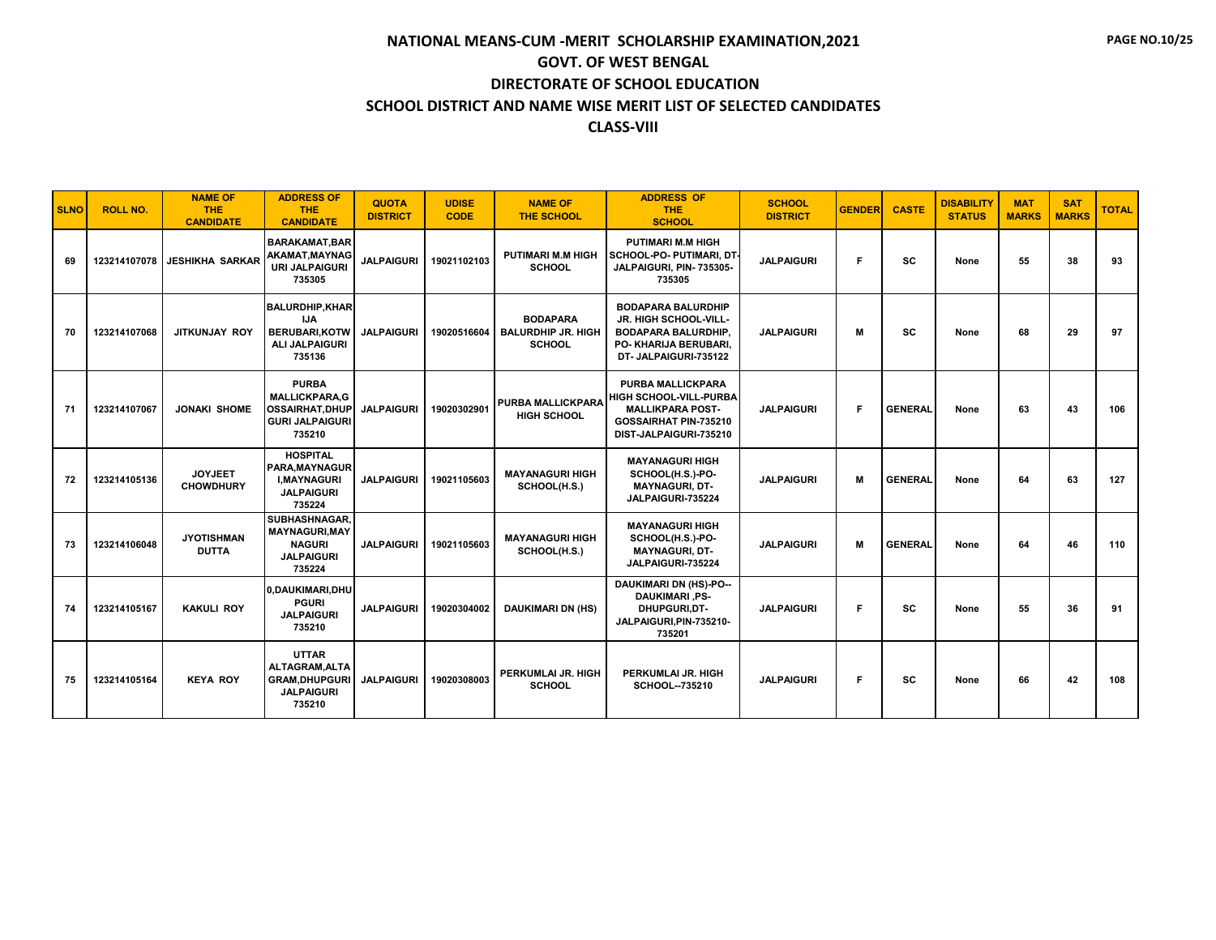# NATIONAL MEANS-CUM -MERIT SCHOLARSHIP EXAMINATION,2021

## GOVT. OF WEST BENGAL

## DIRECTORATE OF SCHOOL EDUCATION

## SCHOOL DISTRICT AND NAME WISE MERIT LIST OF SELECTED CANDIDATES

## CLASS-VIII

| SLNO | ROLL NO. | NAME OF THE CANDIDATE | ADDRESS OF THE CANDIDATE | QUOTA DISTRICT | UDISE CODE | NAME OF THE SCHOOL | ADDRESS OF THE SCHOOL | SCHOOL DISTRICT | GENDER | CASTE | DISABILITY STATUS | MAT MARKS | SAT MARKS | TOTAL |
|---|---|---|---|---|---|---|---|---|---|---|---|---|---|---|
| 69 | 123214107078 | JESHIKHA SARKAR | BARAKAMAT,BARAKAMAT,MAYNAGURI JALPAIGURI 735305 | JALPAIGURI | 19021102103 | PUTIMARI M.M HIGH SCHOOL | PUTIMARI M.M HIGH SCHOOL-PO- PUTIMARI, DT-JALPAIGURI, PIN- 735305-735305 | JALPAIGURI | F | SC | None | 55 | 38 | 93 |
| 70 | 123214107068 | JITKUNJAY ROY | BALURDHIP,KHARIJA BERUBARI,KOTWALI JALPAIGURI 735136 | JALPAIGURI | 19020516604 | BODAPARA BALURDHIP JR. HIGH SCHOOL | BODAPARA BALURDHIP JR. HIGH SCHOOL-VILL- BODAPARA BALURDHIP, PO- KHARIJA BERUBARI, DT- JALPAIGURI-735122 | JALPAIGURI | M | SC | None | 68 | 29 | 97 |
| 71 | 123214107067 | JONAKI SHOME | PURBA MALLICKPARA,GOSSAIRHAT,DHUPGURI JALPAIGURI 735210 | JALPAIGURI | 19020302901 | PURBA MALLICKPARA HIGH SCHOOL | PURBA MALLICKPARA HIGH SCHOOL-VILL-PURBA MALLIKPARA POST-GOSSAIRHAT PIN-735210 DIST-JALPAIGURI-735210 | JALPAIGURI | F | GENERAL | None | 63 | 43 | 106 |
| 72 | 123214105136 | JOYJEET CHOWDHURY | HOSPITAL PARA,MAYNAGURI,MAYNAGURI JALPAIGURI 735224 | JALPAIGURI | 19021105603 | MAYANAGURI HIGH SCHOOL(H.S.) | MAYANAGURI HIGH SCHOOL(H.S.)-PO- MAYNAGURI, DT- JALPAIGURI-735224 | JALPAIGURI | M | GENERAL | None | 64 | 63 | 127 |
| 73 | 123214106048 | JYOTISHMAN DUTTA | SUBHASHNAGAR,MAYNAGURI,MAYNAGURI JALPAIGURI 735224 | JALPAIGURI | 19021105603 | MAYANAGURI HIGH SCHOOL(H.S.) | MAYANAGURI HIGH SCHOOL(H.S.)-PO- MAYNAGURI, DT- JALPAIGURI-735224 | JALPAIGURI | M | GENERAL | None | 64 | 46 | 110 |
| 74 | 123214105167 | KAKULI ROY | 0,DAUKIMARI,DHUPGURI JALPAIGURI 735210 | JALPAIGURI | 19020304002 | DAUKIMARI DN (HS) | DAUKIMARI DN (HS)-PO-- DAUKIMARI ,PS- DHUPGURI,DT- JALPAIGURI,PIN-735210-735201 | JALPAIGURI | F | SC | None | 55 | 36 | 91 |
| 75 | 123214105164 | KEYA ROY | UTTAR ALTAGRAM,ALTAGRAM,DHUPGURI JALPAIGURI 735210 | JALPAIGURI | 19020308003 | PERKUMLAI JR. HIGH SCHOOL | PERKUMLAI JR. HIGH SCHOOL--735210 | JALPAIGURI | F | SC | None | 66 | 42 | 108 |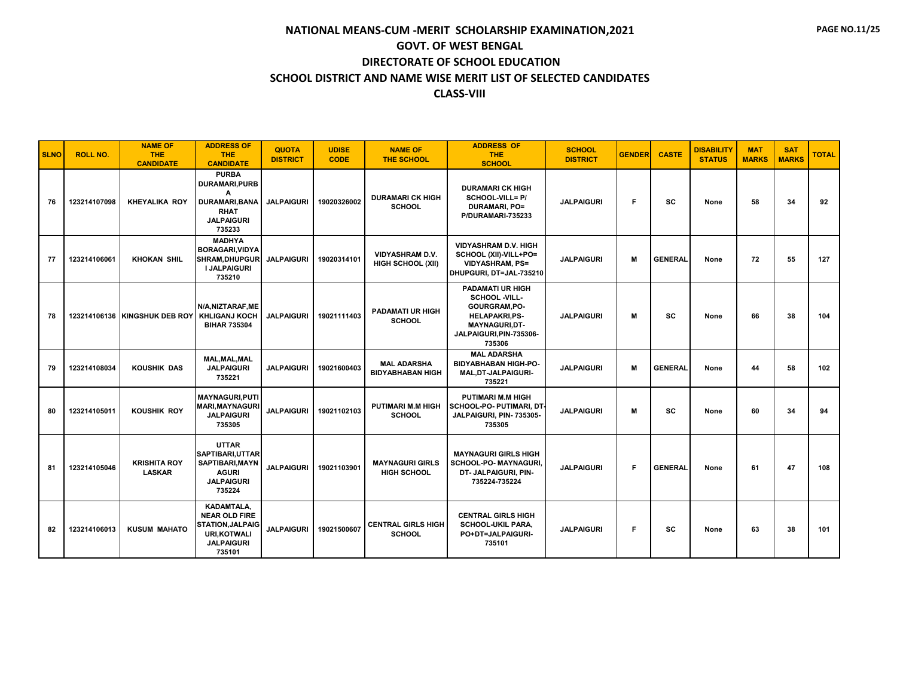# NATIONAL MEANS-CUM -MERIT SCHOLARSHIP EXAMINATION,2021
## GOVT. OF WEST BENGAL
## DIRECTORATE OF SCHOOL EDUCATION
## SCHOOL DISTRICT AND NAME WISE MERIT LIST OF SELECTED CANDIDATES
## CLASS-VIII

| SLNO | ROLL NO. | NAME OF THE CANDIDATE | ADDRESS OF THE CANDIDATE | QUOTA DISTRICT | UDISE CODE | NAME OF THE SCHOOL | ADDRESS OF THE SCHOOL | SCHOOL DISTRICT | GENDER | CASTE | DISABILITY STATUS | MAT MARKS | SAT MARKS | TOTAL |
|---|---|---|---|---|---|---|---|---|---|---|---|---|---|---|
| 76 | 123214107098 | KHEYALIKA ROY | PURBA DURAMARI,PURBA DURAMARI,BANARHAT JALPAIGURI 735233 | JALPAIGURI | 19020326002 | DURAMARI CK HIGH SCHOOL | DURAMARI CK HIGH SCHOOL-VILL= P/ DURAMARI, PO= P/DURAMARI-735233 | JALPAIGURI | F | SC | None | 58 | 34 | 92 |
| 77 | 123214106061 | KHOKAN SHIL | MADHYA BORAGARI,VIDYASHRAM,DHUPGURI JALPAIGURI 735210 | JALPAIGURI | 19020314101 | VIDYASHRAM D.V. HIGH SCHOOL (XII) | VIDYASHRAM D.V. HIGH SCHOOL (XII)-VILL+PO= VIDYASHRAM, PS= DHUPGURI, DT=JAL-735210 | JALPAIGURI | M | GENERAL | None | 72 | 55 | 127 |
| 78 | 123214106136 | KINGSHUK DEB ROY | N/A,NIZTARAF,MEKHLIGANJ KOCH BIHAR 735304 | JALPAIGURI | 19021111403 | PADAMATI UR HIGH SCHOOL | PADAMATI UR HIGH SCHOOL -VILL- GOURGRAM,PO- HELAPAKRI,PS- MAYNAGURI,DT- JALPAIGURI,PIN-735306-735306 | JALPAIGURI | M | SC | None | 66 | 38 | 104 |
| 79 | 123214108034 | KOUSHIK DAS | MAL,MAL,MAL JALPAIGURI 735221 | JALPAIGURI | 19021600403 | MAL ADARSHA BIDYABHABAN HIGH | MAL ADARSHA BIDYABHABAN HIGH-PO-MAL,DT-JALPAIGURI-735221 | JALPAIGURI | M | GENERAL | None | 44 | 58 | 102 |
| 80 | 123214105011 | KOUSHIK ROY | MAYNAGURI,PUTIMARI,MAYNAGURI JALPAIGURI 735305 | JALPAIGURI | 19021102103 | PUTIMARI M.M HIGH SCHOOL | PUTIMARI M.M HIGH SCHOOL-PO- PUTIMARI, DT-JALPAIGURI, PIN- 735305-735305 | JALPAIGURI | M | SC | None | 60 | 34 | 94 |
| 81 | 123214105046 | KRISHITA ROY LASKAR | UTTAR SAPTIBARI,UTTAR SAPTIBARI,MAYNAGURI JALPAIGURI 735224 | JALPAIGURI | 19021103901 | MAYNAGURI GIRLS HIGH SCHOOL | MAYNAGURI GIRLS HIGH SCHOOL-PO- MAYNAGURI, DT- JALPAIGURI, PIN-735224-735224 | JALPAIGURI | F | GENERAL | None | 61 | 47 | 108 |
| 82 | 123214106013 | KUSUM MAHATO | KADAMTALA, NEAR OLD FIRE STATION,JALPAIGURI,KOTWALI JALPAIGURI 735101 | JALPAIGURI | 19021500607 | CENTRAL GIRLS HIGH SCHOOL | CENTRAL GIRLS HIGH SCHOOL-UKIL PARA, PO+DT=JALPAIGURI-735101 | JALPAIGURI | F | SC | None | 63 | 38 | 101 |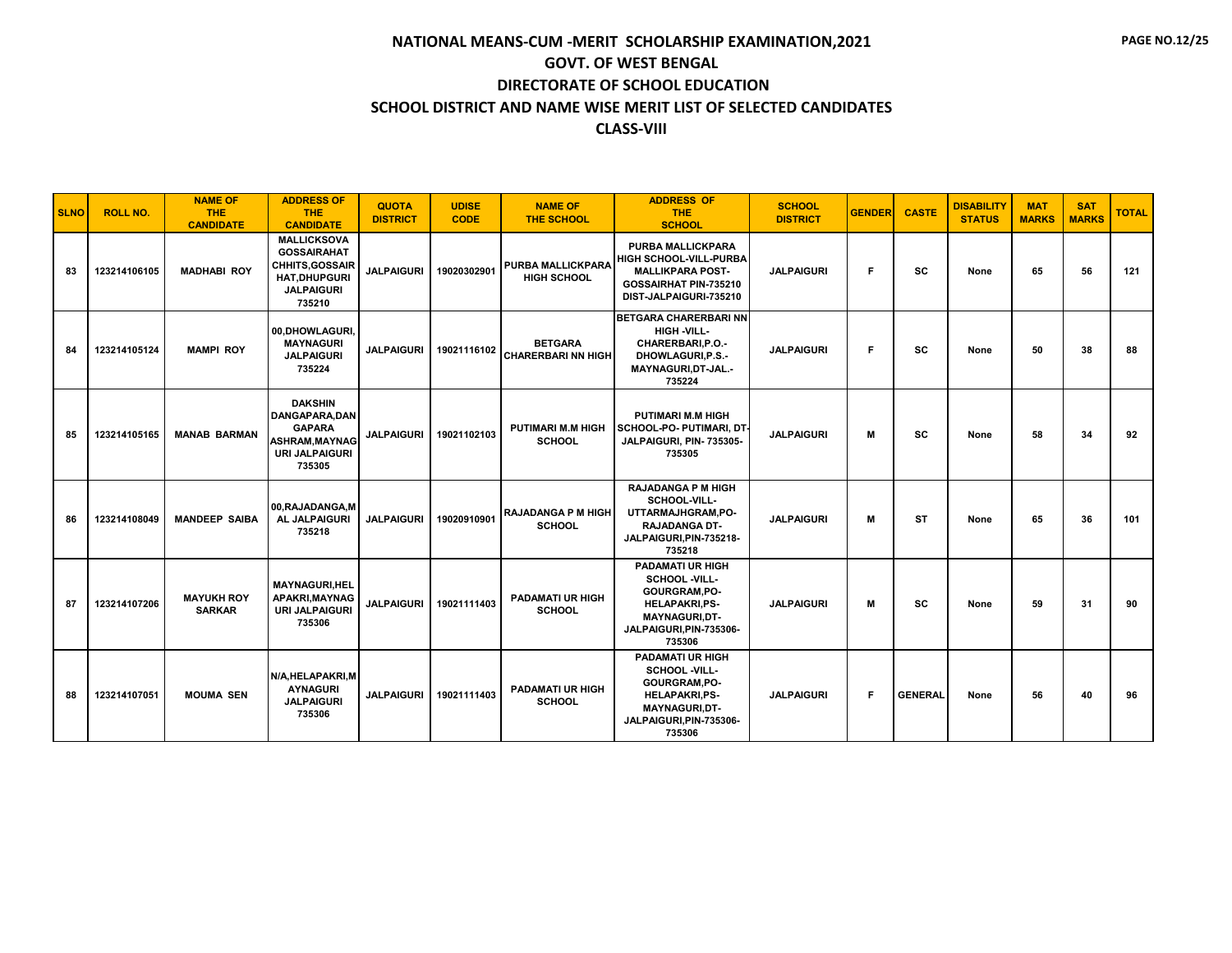# NATIONAL MEANS-CUM -MERIT SCHOLARSHIP EXAMINATION,2021

## GOVT. OF WEST BENGAL

## DIRECTORATE OF SCHOOL EDUCATION

## SCHOOL DISTRICT AND NAME WISE MERIT LIST OF SELECTED CANDIDATES

## CLASS-VIII

| SLNO | ROLL NO. | NAME OF THE CANDIDATE | ADDRESS OF THE CANDIDATE | QUOTA DISTRICT | UDISE CODE | NAME OF THE SCHOOL | ADDRESS OF THE SCHOOL | SCHOOL DISTRICT | GENDER | CASTE | DISABILITY STATUS | MAT MARKS | SAT MARKS | TOTAL |
|---|---|---|---|---|---|---|---|---|---|---|---|---|---|---|
| 83 | 123214106105 | MADHABI ROY | MALLICKSOVA GOSSAIRAHAT CHHITS,GOSSAIR HAT,DHUPGURI JALPAIGURI 735210 | JALPAIGURI | 19020302901 | PURBA MALLICKPARA HIGH SCHOOL | PURBA MALLICKPARA HIGH SCHOOL-VILL-PURBA MALLIKPARA POST-GOSSAIRHAT PIN-735210 DIST-JALPAIGURI-735210 | JALPAIGURI | F | SC | None | 65 | 56 | 121 |
| 84 | 123214105124 | MAMPI ROY | 00,DHOWLAGURI, MAYNAGURI JALPAIGURI 735224 | JALPAIGURI | 19021116102 | BETGARA CHARERBARI NN HIGH | BETGARA CHARERBARI NN HIGH -VILL-CHARERBARI,P.O.-DHOWLAGURI,P.S.-MAYNAGURI,DT-JAL.-735224 | JALPAIGURI | F | SC | None | 50 | 38 | 88 |
| 85 | 123214105165 | MANAB BARMAN | DAKSHIN DANGAPARA,DAN GAPARA ASHRAM,MAYNAG URI JALPAIGURI 735305 | JALPAIGURI | 19021102103 | PUTIMARI M.M HIGH SCHOOL | PUTIMARI M.M HIGH SCHOOL-PO- PUTIMARI, DT-JALPAIGURI, PIN- 735305-735305 | JALPAIGURI | M | SC | None | 58 | 34 | 92 |
| 86 | 123214108049 | MANDEEP SAIBA | 00,RAJADANGA,M AL JALPAIGURI 735218 | JALPAIGURI | 19020910901 | RAJADANGA P M HIGH SCHOOL | RAJADANGA P M HIGH SCHOOL-VILL-UTTARMAJHGRAM,PO-RAJADANGA DT-JALPAIGURI,PIN-735218-735218 | JALPAIGURI | M | ST | None | 65 | 36 | 101 |
| 87 | 123214107206 | MAYUKH ROY SARKAR | MAYNAGURI,HEL APAKRI,MAYNAG URI JALPAIGURI 735306 | JALPAIGURI | 19021111403 | PADAMATI UR HIGH SCHOOL | PADAMATI UR HIGH SCHOOL -VILL-GOURGRAM,PO-HELAPAKRI,PS-MAYNAGURI,DT-JALPAIGURI,PIN-735306-735306 | JALPAIGURI | M | SC | None | 59 | 31 | 90 |
| 88 | 123214107051 | MOUMA SEN | N/A,HELAPAKRI,M AYNAGURI JALPAIGURI 735306 | JALPAIGURI | 19021111403 | PADAMATI UR HIGH SCHOOL | PADAMATI UR HIGH SCHOOL -VILL-GOURGRAM,PO-HELAPAKRI,PS-MAYNAGURI,DT-JALPAIGURI,PIN-735306-735306 | JALPAIGURI | F | GENERAL | None | 56 | 40 | 96 |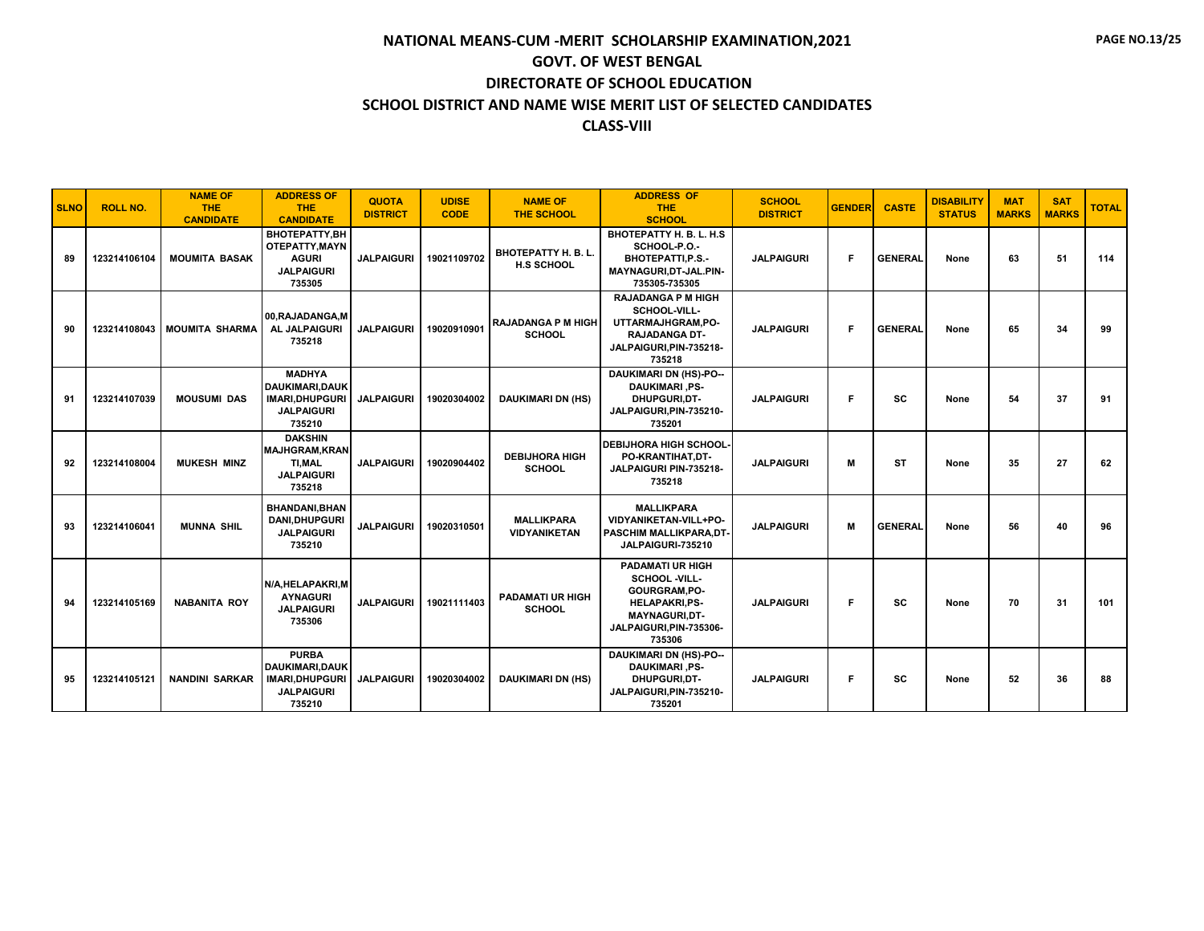# NATIONAL MEANS-CUM -MERIT SCHOLARSHIP EXAMINATION,2021

## GOVT. OF WEST BENGAL

## DIRECTORATE OF SCHOOL EDUCATION

## SCHOOL DISTRICT AND NAME WISE MERIT LIST OF SELECTED CANDIDATES

## CLASS-VIII

| SLNO | ROLL NO. | NAME OF THE CANDIDATE | ADDRESS OF THE CANDIDATE | QUOTA DISTRICT | UDISE CODE | NAME OF THE SCHOOL | ADDRESS OF THE SCHOOL | SCHOOL DISTRICT | GENDER | CASTE | DISABILITY STATUS | MAT MARKS | SAT MARKS | TOTAL |
|---|---|---|---|---|---|---|---|---|---|---|---|---|---|---|
| 89 | 123214106104 | MOUMITA BASAK | BHOTEPATTY,BHOTEPATTY,MAYNAGURI JALPAIGURI 735305 | JALPAIGURI | 19021109702 | BHOTEPATTY H. B. L. H.S SCHOOL | BHOTEPATTY H. B. L. H.S SCHOOL-P.O.-BHOTEPATTI,P.S.-MAYNAGURI,DT-JAL.PIN-735305-735305 | JALPAIGURI | F | GENERAL | None | 63 | 51 | 114 |
| 90 | 123214108043 | MOUMITA SHARMA | 00,RAJADANGA,MAL JALPAIGURI 735218 | JALPAIGURI | 19020910901 | RAJADANGA P M HIGH SCHOOL | RAJADANGA P M HIGH SCHOOL-VILL-UTTARMAJHGRAM,PO-RAJADANGA DT-JALPAIGURI,PIN-735218-735218 | JALPAIGURI | F | GENERAL | None | 65 | 34 | 99 |
| 91 | 123214107039 | MOUSUMI DAS | MADHYA DAUKIMARI,DAUKIMARI,DHUPGURI JALPAIGURI 735210 | JALPAIGURI | 19020304002 | DAUKIMARI DN (HS) | DAUKIMARI DN (HS)-PO--DAUKIMARI ,PS-DHUPGURI,DT-JALPAIGURI,PIN-735210-735201 | JALPAIGURI | F | SC | None | 54 | 37 | 91 |
| 92 | 123214108004 | MUKESH MINZ | DAKSHIN MAJHGRAM,KRANTI,MAL JALPAIGURI 735218 | JALPAIGURI | 19020904402 | DEBIJHORA HIGH SCHOOL | DEBIJHORA HIGH SCHOOL-PO-KRANTIHAT,DT-JALPAIGURI PIN-735218-735218 | JALPAIGURI | M | ST | None | 35 | 27 | 62 |
| 93 | 123214106041 | MUNNA SHIL | BHANDANI,BHANDANI,DHUPGURI JALPAIGURI 735210 | JALPAIGURI | 19020310501 | MALLIKPARA VIDYANIKETAN | MALLIKPARA VIDYANIKETAN-VILL+PO-PASCHIM MALLIKPARA,DT-JALPAIGURI-735210 | JALPAIGURI | M | GENERAL | None | 56 | 40 | 96 |
| 94 | 123214105169 | NABANITA ROY | N/A,HELAPAKRI,MAYNAGURI JALPAIGURI 735306 | JALPAIGURI | 19021111403 | PADAMATI UR HIGH SCHOOL | PADAMATI UR HIGH SCHOOL -VILL-GOURGRAM,PO-HELAPAKRI,PS-MAYNAGURI,DT-JALPAIGURI,PIN-735306-735306 | JALPAIGURI | F | SC | None | 70 | 31 | 101 |
| 95 | 123214105121 | NANDINI SARKAR | PURBA DAUKIMARI,DAUKIMARI,DHUPGURI JALPAIGURI 735210 | JALPAIGURI | 19020304002 | DAUKIMARI DN (HS) | DAUKIMARI DN (HS)-PO--DAUKIMARI ,PS-DHUPGURI,DT-JALPAIGURI,PIN-735210-735201 | JALPAIGURI | F | SC | None | 52 | 36 | 88 |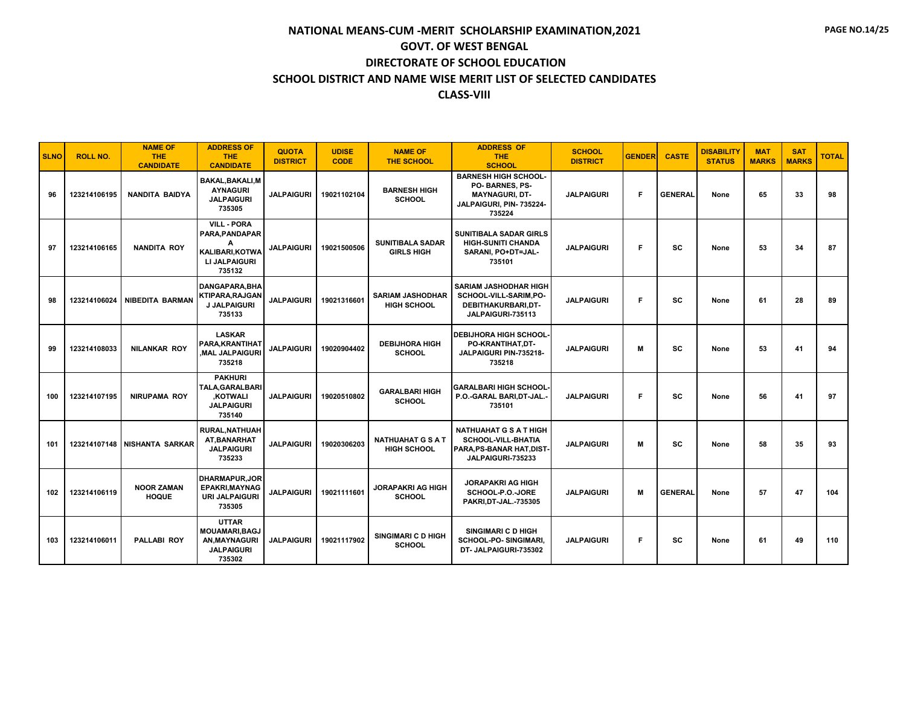# NATIONAL MEANS-CUM -MERIT SCHOLARSHIP EXAMINATION,2021

## GOVT. OF WEST BENGAL

## DIRECTORATE OF SCHOOL EDUCATION

## SCHOOL DISTRICT AND NAME WISE MERIT LIST OF SELECTED CANDIDATES

## CLASS-VIII

| SLNO | ROLL NO. | NAME OF THE CANDIDATE | ADDRESS OF THE CANDIDATE | QUOTA DISTRICT | UDISE CODE | NAME OF THE SCHOOL | ADDRESS OF THE SCHOOL | SCHOOL DISTRICT | GENDER | CASTE | DISABILITY STATUS | MAT MARKS | SAT MARKS | TOTAL |
|---|---|---|---|---|---|---|---|---|---|---|---|---|---|---|
| 96 | 123214106195 | NANDITA BAIDYA | BAKAL,BAKALI,MAYNAGURI JALPAIGURI 735305 | JALPAIGURI | 19021102104 | BARNESH HIGH SCHOOL | BARNESH HIGH SCHOOL-PO- BARNES, PS-MAYNAGURI, DT-JALPAIGURI, PIN- 735224-735224 | JALPAIGURI | F | GENERAL | None | 65 | 33 | 98 |
| 97 | 123214106165 | NANDITA ROY | VILL - PORA PARA,PANDAPARA KALIBARI,KOTWALI JALPAIGURI 735132 | JALPAIGURI | 19021500506 | SUNITIBALA SADAR GIRLS HIGH | SUNITIBALA SADAR GIRLS HIGH-SUNITI CHANDA SARANI, PO+DT=JAL-735101 | JALPAIGURI | F | SC | None | 53 | 34 | 87 |
| 98 | 123214106024 | NIBEDITA BARMAN | DANGAPARA,BHAKTIPARA,RAJGANJ JALPAIGURI 735133 | JALPAIGURI | 19021316601 | SARIAM JASHODHAR HIGH SCHOOL | SARIAM JASHODHAR HIGH SCHOOL-VILL-SARIM,PO-DEBITHAKURBARI,DT-JALPAIGURI-735113 | JALPAIGURI | F | SC | None | 61 | 28 | 89 |
| 99 | 123214108033 | NILANKAR ROY | LASKAR PARA,KRANTIHAT,MAL JALPAIGURI 735218 | JALPAIGURI | 19020904402 | DEBIJHORA HIGH SCHOOL | DEBIJHORA HIGH SCHOOL-PO-KRANTIHAT,DT-JALPAIGURI PIN-735218-735218 | JALPAIGURI | M | SC | None | 53 | 41 | 94 |
| 100 | 123214107195 | NIRUPAMA ROY | PAKHURI TALA,GARALBARI,KOTWALI JALPAIGURI 735140 | JALPAIGURI | 19020510802 | GARALBARI HIGH SCHOOL | GARALBARI HIGH SCHOOL-P.O.-GARAL BARI,DT-JAL.-735101 | JALPAIGURI | F | SC | None | 56 | 41 | 97 |
| 101 | 123214107148 | NISHANTA SARKAR | RURAL,NATHUAHAT,BANARHAT JALPAIGURI 735233 | JALPAIGURI | 19020306203 | NATHUAHAT G S A T HIGH SCHOOL | NATHUAHAT G S A T HIGH SCHOOL-VILL-BHATIA PARA,PS-BANAR HAT,DIST-JALPAIGURI-735233 | JALPAIGURI | M | SC | None | 58 | 35 | 93 |
| 102 | 123214106119 | NOOR ZAMAN HOQUE | DHARMAPUR,JOREPAKRI,MAYNAGURI JALPAIGURI 735305 | JALPAIGURI | 19021111601 | JORAPAKRI AG HIGH SCHOOL | JORAPAKRI AG HIGH SCHOOL-P.O.-JORE PAKRI,DT-JAL.-735305 | JALPAIGURI | M | GENERAL | None | 57 | 47 | 104 |
| 103 | 123214106011 | PALLABI ROY | UTTAR MOUAMARI,BAGJAN,MAYNAGURI JALPAIGURI 735302 | JALPAIGURI | 19021117902 | SINGIMARI C D HIGH SCHOOL | SINGIMARI C D HIGH SCHOOL-PO- SINGIMARI, DT- JALPAIGURI-735302 | JALPAIGURI | F | SC | None | 61 | 49 | 110 |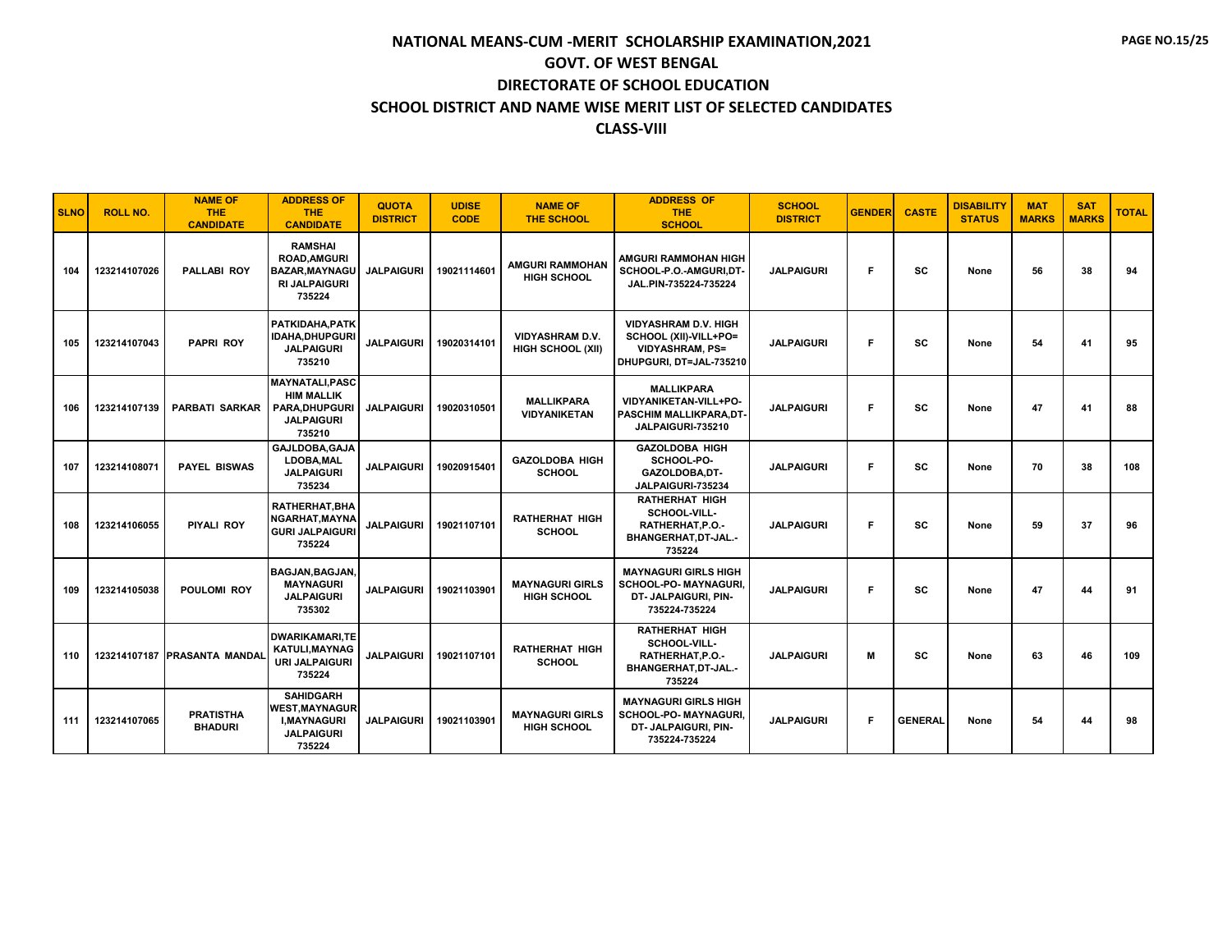# NATIONAL MEANS-CUM -MERIT SCHOLARSHIP EXAMINATION,2021

## GOVT. OF WEST BENGAL

## DIRECTORATE OF SCHOOL EDUCATION

## SCHOOL DISTRICT AND NAME WISE MERIT LIST OF SELECTED CANDIDATES

## CLASS-VIII

| SLNO | ROLL NO. | NAME OF THE CANDIDATE | ADDRESS OF THE CANDIDATE | QUOTA DISTRICT | UDISE CODE | NAME OF THE SCHOOL | ADDRESS OF THE SCHOOL | SCHOOL DISTRICT | GENDER | CASTE | DISABILITY STATUS | MAT MARKS | SAT MARKS | TOTAL |
|---|---|---|---|---|---|---|---|---|---|---|---|---|---|---|
| 104 | 123214107026 | PALLABI ROY | RAMSHAI ROAD,AMGURI BAZAR,MAYNAGURI JALPAIGURI 735224 | JALPAIGURI | 19021114601 | AMGURI RAMMOHAN HIGH SCHOOL | AMGURI RAMMOHAN HIGH SCHOOL-P.O.-AMGURI,DT-JAL.PIN-735224-735224 | JALPAIGURI | F | SC | None | 56 | 38 | 94 |
| 105 | 123214107043 | PAPRI ROY | PATKIDAHA,PATKIDAHA,DHUPGURI JALPAIGURI 735210 | JALPAIGURI | 19020314101 | VIDYASHRAM D.V. HIGH SCHOOL (XII) | VIDYASHRAM D.V. HIGH SCHOOL (XII)-VILL+PO= VIDYASHRAM, PS= DHUPGURI, DT=JAL-735210 | JALPAIGURI | F | SC | None | 54 | 41 | 95 |
| 106 | 123214107139 | PARBATI SARKAR | MAYNATALI,PASCHIM MALLIK PARA,DHUPGURI JALPAIGURI 735210 | JALPAIGURI | 19020310501 | MALLIKPARA VIDYANIKETAN | MALLIKPARA VIDYANIKETAN-VILL+PO-PASCHIM MALLIKPARA,DT-JALPAIGURI-735210 | JALPAIGURI | F | SC | None | 47 | 41 | 88 |
| 107 | 123214108071 | PAYEL BISWAS | GAJLDOBA,GAJALDOBA,MAL JALPAIGURI 735234 | JALPAIGURI | 19020915401 | GAZOLDOBA HIGH SCHOOL | GAZOLDOBA HIGH SCHOOL-PO-GAZOLDOBA,DT-JALPAIGURI-735234 | JALPAIGURI | F | SC | None | 70 | 38 | 108 |
| 108 | 123214106055 | PIYALI ROY | RATHERHAT,BHANGARHAT,MAYNAGURI JALPAIGURI 735224 | JALPAIGURI | 19021107101 | RATHERHAT HIGH SCHOOL | RATHERHAT HIGH SCHOOL-VILL-RATHERHAT,P.O.-BHANGERHAT,DT-JAL.-735224 | JALPAIGURI | F | SC | None | 59 | 37 | 96 |
| 109 | 123214105038 | POULOMI ROY | BAGJAN,BAGJAN,MAYNAGURI JALPAIGURI 735302 | JALPAIGURI | 19021103901 | MAYNAGURI GIRLS HIGH SCHOOL | MAYNAGURI GIRLS HIGH SCHOOL-PO- MAYNAGURI, DT- JALPAIGURI, PIN-735224-735224 | JALPAIGURI | F | SC | None | 47 | 44 | 91 |
| 110 | 123214107187 | PRASANTA MANDAL | DWARIKAMARI,TEKATULI,MAYNAGURI JALPAIGURI 735224 | JALPAIGURI | 19021107101 | RATHERHAT HIGH SCHOOL | RATHERHAT HIGH SCHOOL-VILL-RATHERHAT,P.O.-BHANGERHAT,DT-JAL.-735224 | JALPAIGURI | M | SC | None | 63 | 46 | 109 |
| 111 | 123214107065 | PRATISTHA BHADURI | SAHIDGARH WEST,MAYNAGURI,MAYNAGURI JALPAIGURI 735224 | JALPAIGURI | 19021103901 | MAYNAGURI GIRLS HIGH SCHOOL | MAYNAGURI GIRLS HIGH SCHOOL-PO- MAYNAGURI, DT- JALPAIGURI, PIN-735224-735224 | JALPAIGURI | F | GENERAL | None | 54 | 44 | 98 |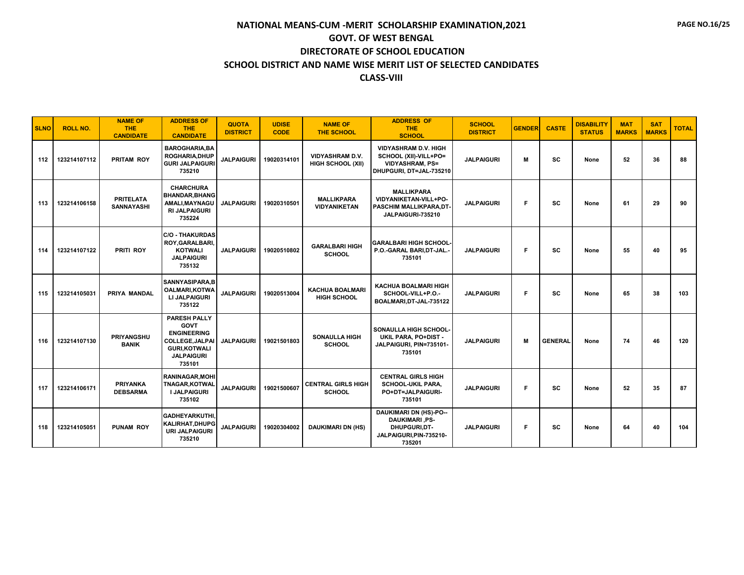# NATIONAL MEANS-CUM -MERIT SCHOLARSHIP EXAMINATION,2021

## GOVT. OF WEST BENGAL

## DIRECTORATE OF SCHOOL EDUCATION

## SCHOOL DISTRICT AND NAME WISE MERIT LIST OF SELECTED CANDIDATES

## CLASS-VIII

| SLNO | ROLL NO. | NAME OF THE CANDIDATE | ADDRESS OF THE CANDIDATE | QUOTA DISTRICT | UDISE CODE | NAME OF THE SCHOOL | ADDRESS OF THE SCHOOL | SCHOOL DISTRICT | GENDER | CASTE | DISABILITY STATUS | MAT MARKS | SAT MARKS | TOTAL |
|---|---|---|---|---|---|---|---|---|---|---|---|---|---|---|
| 112 | 123214107112 | PRITAM ROY | BAROGHARIA,BAROGHARIA,DHUPGURI JALPAIGURI 735210 | JALPAIGURI | 19020314101 | VIDYASHRAM D.V. HIGH SCHOOL (XII) | VIDYASHRAM D.V. HIGH SCHOOL (XII)-VILL+PO= VIDYASHRAM, PS= DHUPGURI, DT=JAL-735210 | JALPAIGURI | M | SC | None | 52 | 36 | 88 |
| 113 | 123214106158 | PRITELATA SANNAYASHI | CHARCHURA BHANDAR,BHANGAMALI,MAYNAGURI JALPAIGURI 735224 | JALPAIGURI | 19020310501 | MALLIKPARA VIDYANIKETAN | MALLIKPARA VIDYANIKETAN-VILL+PO-PASCHIM MALLIKPARA,DT-JALPAIGURI-735210 | JALPAIGURI | F | SC | None | 61 | 29 | 90 |
| 114 | 123214107122 | PRITI ROY | C/O - THAKURDAS ROY,GARALBARI, KOTWALI JALPAIGURI 735132 | JALPAIGURI | 19020510802 | GARALBARI HIGH SCHOOL | GARALBARI HIGH SCHOOL-P.O.-GARAL BARI,DT-JAL.-735101 | JALPAIGURI | F | SC | None | 55 | 40 | 95 |
| 115 | 123214105031 | PRIYA MANDAL | SANNYASIPARA,BOALMARI,KOTWALI JALPAIGURI 735122 | JALPAIGURI | 19020513004 | KACHUA BOALMARI HIGH SCHOOL | KACHUA BOALMARI HIGH SCHOOL-VILL+P.O.-BOALMARI,DT-JAL-735122 | JALPAIGURI | F | SC | None | 65 | 38 | 103 |
| 116 | 123214107130 | PRIYANGSHU BANIK | PARESH PALLY GOVT ENGINEERING COLLEGE,JALPAIGURI,KOTWALI JALPAIGURI 735101 | JALPAIGURI | 19021501803 | SONAULLA HIGH SCHOOL | SONAULLA HIGH SCHOOL-UKIL PARA, PO+DIST - JALPAIGURI, PIN=735101-735101 | JALPAIGURI | M | GENERAL | None | 74 | 46 | 120 |
| 117 | 123214106171 | PRIYANKA DEBSARMA | RANINAGAR,MOHITNAGAR,KOTWALI JALPAIGURI 735102 | JALPAIGURI | 19021500607 | CENTRAL GIRLS HIGH SCHOOL | CENTRAL GIRLS HIGH SCHOOL-UKIL PARA, PO+DT=JALPAIGURI-735101 | JALPAIGURI | F | SC | None | 52 | 35 | 87 |
| 118 | 123214105051 | PUNAM ROY | GADHEYARKUTHI,KALIRHAT,DHUPGURI JALPAIGURI 735210 | JALPAIGURI | 19020304002 | DAUKIMARI DN (HS) | DAUKIMARI DN (HS)-PO--DAUKIMARI ,PS-DHUPGURI,DT-JALPAIGURI,PIN-735210-735201 | JALPAIGURI | F | SC | None | 64 | 40 | 104 |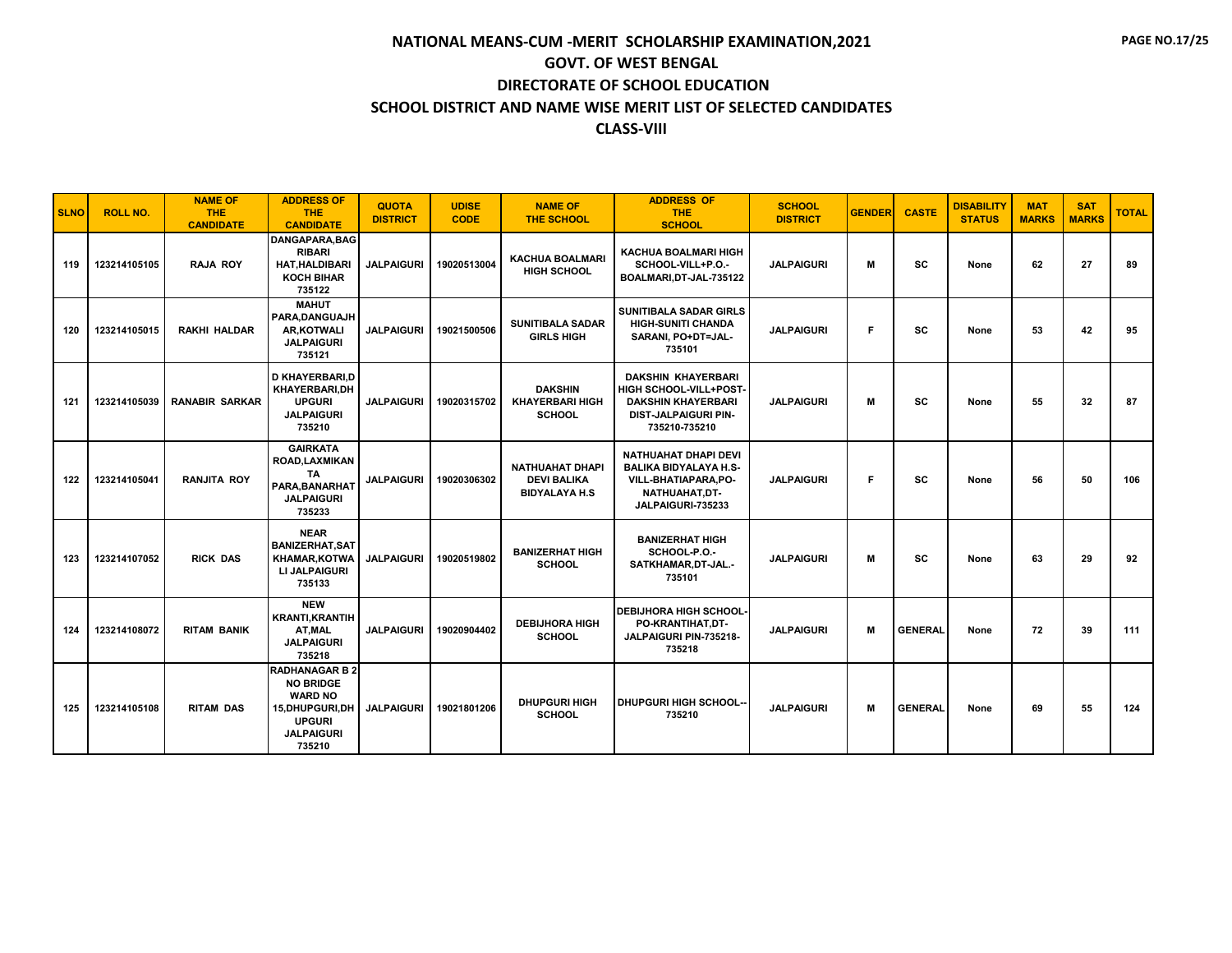# NATIONAL MEANS-CUM -MERIT SCHOLARSHIP EXAMINATION,2021

## GOVT. OF WEST BENGAL

## DIRECTORATE OF SCHOOL EDUCATION

## SCHOOL DISTRICT AND NAME WISE MERIT LIST OF SELECTED CANDIDATES

## CLASS-VIII

| SLNO | ROLL NO. | NAME OF THE CANDIDATE | ADDRESS OF THE CANDIDATE | QUOTA DISTRICT | UDISE CODE | NAME OF THE SCHOOL | ADDRESS OF THE SCHOOL | SCHOOL DISTRICT | GENDER | CASTE | DISABILITY STATUS | MAT MARKS | SAT MARKS | TOTAL |
|---|---|---|---|---|---|---|---|---|---|---|---|---|---|---|
| 119 | 123214105105 | RAJA ROY | DANGAPARA,BAGRIBARI HAT,HALDIBARI KOCH BIHAR 735122 | JALPAIGURI | 19020513004 | KACHUA BOALMARI HIGH SCHOOL | KACHUA BOALMARI HIGH SCHOOL-VILL+P.O.-BOALMARI,DT-JAL-735122 | JALPAIGURI | M | SC | None | 62 | 27 | 89 |
| 120 | 123214105015 | RAKHI HALDAR | MAHUT PARA,DANGUAJHAR,KOTWALI JALPAIGURI 735121 | JALPAIGURI | 19021500506 | SUNITIBALA SADAR GIRLS HIGH | SUNITIBALA SADAR GIRLS HIGH-SUNITI CHANDA SARANI, PO+DT=JAL-735101 | JALPAIGURI | F | SC | None | 53 | 42 | 95 |
| 121 | 123214105039 | RANABIR SARKAR | D KHAYERBARI,D KHAYERBARI,DHUPGURI JALPAIGURI 735210 | JALPAIGURI | 19020315702 | DAKSHIN KHAYERBARI HIGH SCHOOL | DAKSHIN KHAYERBARI HIGH SCHOOL-VILL+POST-DAKSHIN KHAYERBARI DIST-JALPAIGURI PIN-735210-735210 | JALPAIGURI | M | SC | None | 55 | 32 | 87 |
| 122 | 123214105041 | RANJITA ROY | GAIRKATA ROAD,LAXMIKANTA PARA,BANARHAT JALPAIGURI 735233 | JALPAIGURI | 19020306302 | NATHUAHAT DHAPI DEVI BALIKA BIDYALAYA H.S | NATHUAHAT DHAPI DEVI BALIKA BIDYALAYA H.S-VILL-BHATIAPARA,PO-NATHUAHAT,DT-JALPAIGURI-735233 | JALPAIGURI | F | SC | None | 56 | 50 | 106 |
| 123 | 123214107052 | RICK DAS | NEAR BANIZERHAT,SATKHAMAR,KOTWALI JALPAIGURI 735133 | JALPAIGURI | 19020519802 | BANIZERHAT HIGH SCHOOL | BANIZERHAT HIGH SCHOOL-P.O.-SATKHAMAR,DT-JAL.-735101 | JALPAIGURI | M | SC | None | 63 | 29 | 92 |
| 124 | 123214108072 | RITAM BANIK | NEW KRANTI,KRANTIHAT,MAL JALPAIGURI 735218 | JALPAIGURI | 19020904402 | DEBIJHORA HIGH SCHOOL | DEBIJHORA HIGH SCHOOL-PO-KRANTIHAT,DT-JALPAIGURI PIN-735218-735218 | JALPAIGURI | M | GENERAL | None | 72 | 39 | 111 |
| 125 | 123214105108 | RITAM DAS | RADHANAGAR B 2 NO BRIDGE WARD NO 15,DHUPGURI,DHUPGURI JALPAIGURI 735210 | JALPAIGURI | 19021801206 | DHUPGURI HIGH SCHOOL | DHUPGURI HIGH SCHOOL--735210 | JALPAIGURI | M | GENERAL | None | 69 | 55 | 124 |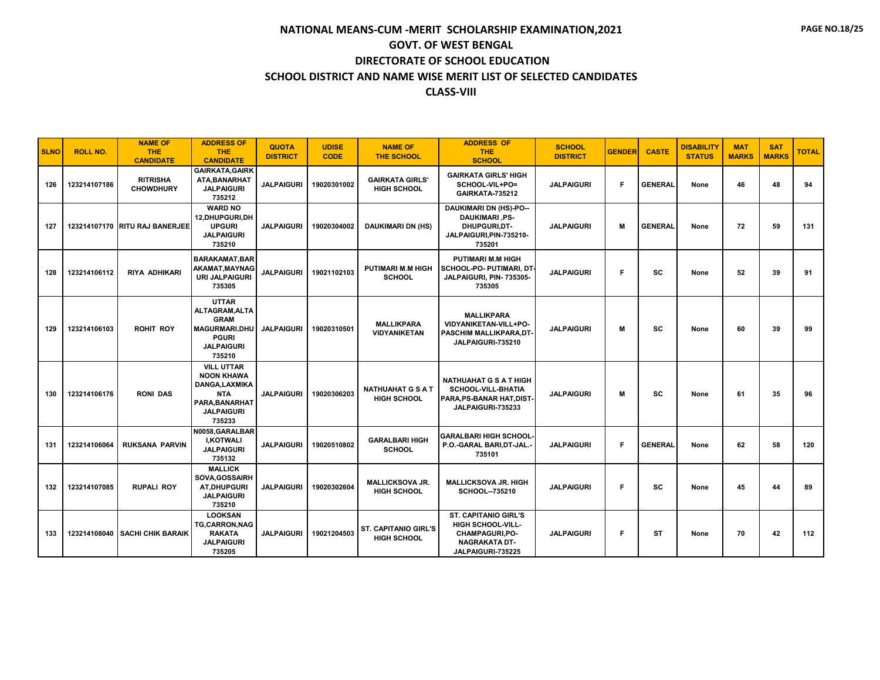# NATIONAL MEANS-CUM -MERIT SCHOLARSHIP EXAMINATION,2021
## GOVT. OF WEST BENGAL
## DIRECTORATE OF SCHOOL EDUCATION
## SCHOOL DISTRICT AND NAME WISE MERIT LIST OF SELECTED CANDIDATES
## CLASS-VIII

| SLNO | ROLL NO. | NAME OF THE CANDIDATE | ADDRESS OF THE CANDIDATE | QUOTA DISTRICT | UDISE CODE | NAME OF THE SCHOOL | ADDRESS OF THE SCHOOL | SCHOOL DISTRICT | GENDER | CASTE | DISABILITY STATUS | MAT MARKS | SAT MARKS | TOTAL |
|---|---|---|---|---|---|---|---|---|---|---|---|---|---|---|
| 126 | 123214107186 | RITRISHA CHOWDHURY | GAIRKATA,GAIRKATA,BANARHAT JALPAIGURI 735212 | JALPAIGURI | 19020301002 | GAIRKATA GIRLS' HIGH SCHOOL | GAIRKATA GIRLS' HIGH SCHOOL-VIL+PO= GAIRKATA-735212 | JALPAIGURI | F | GENERAL | None | 46 | 48 | 94 |
| 127 | 123214107170 | RITU RAJ BANERJEE | WARD NO 12,DHUPGURI,DHUPGURI JALPAIGURI 735210 | JALPAIGURI | 19020304002 | DAUKIMARI DN (HS) | DAUKIMARI DN (HS)-PO--DAUKIMARI ,PS-DHUPGURI,DT-JALPAIGURI,PIN-735210-735201 | JALPAIGURI | M | GENERAL | None | 72 | 59 | 131 |
| 128 | 123214106112 | RIYA ADHIKARI | BARAKAMAT,BARAKAMAT,MAYNAGURI JALPAIGURI 735305 | JALPAIGURI | 19021102103 | PUTIMARI M.M HIGH SCHOOL | PUTIMARI M.M HIGH SCHOOL-PO- PUTIMARI, DT-JALPAIGURI, PIN- 735305-735305 | JALPAIGURI | F | SC | None | 52 | 39 | 91 |
| 129 | 123214106103 | ROHIT ROY | UTTAR ALTAGRAM,ALTAGRAM MAGURMARI,DHUPGURI JALPAIGURI 735210 | JALPAIGURI | 19020310501 | MALLIKPARA VIDYANIKETAN | MALLIKPARA VIDYANIKETAN-VILL+PO-PASCHIM MALLIKPARA,DT-JALPAIGURI-735210 | JALPAIGURI | M | SC | None | 60 | 39 | 99 |
| 130 | 123214106176 | RONI DAS | VILL UTTAR NOON KHAWA DANGA,LAXMIKANTA PARA,BANARHAT JALPAIGURI 735233 | JALPAIGURI | 19020306203 | NATHUAHAT G S A T HIGH SCHOOL | NATHUAHAT G S A T HIGH SCHOOL-VILL-BHATIA PARA,PS-BANAR HAT,DIST-JALPAIGURI-735233 | JALPAIGURI | M | SC | None | 61 | 35 | 96 |
| 131 | 123214106064 | RUKSANA PARVIN | N0058,GARALBARI,KOTWALI JALPAIGURI 735132 | JALPAIGURI | 19020510802 | GARALBARI HIGH SCHOOL | GARALBARI HIGH SCHOOL-P.O.-GARAL BARI,DT-JAL.-735101 | JALPAIGURI | F | GENERAL | None | 62 | 58 | 120 |
| 132 | 123214107085 | RUPALI ROY | MALLICK SOVA,GOSSAIRHAT,DHUPGURI JALPAIGURI 735210 | JALPAIGURI | 19020302604 | MALLICKSOVA JR. HIGH SCHOOL | MALLICKSOVA JR. HIGH SCHOOL--735210 | JALPAIGURI | F | SC | None | 45 | 44 | 89 |
| 133 | 123214108040 | SACHI CHIK BARAIK | LOOKSANTG,CARRON,NAGRAKATA JALPAIGURI 735205 | JALPAIGURI | 19021204503 | ST. CAPITANIO GIRL'S HIGH SCHOOL | ST. CAPITANIO GIRL'S HIGH SCHOOL-VILL-CHAMPAGURI,PO-NAGRAKATA DT-JALPAIGURI-735225 | JALPAIGURI | F | ST | None | 70 | 42 | 112 |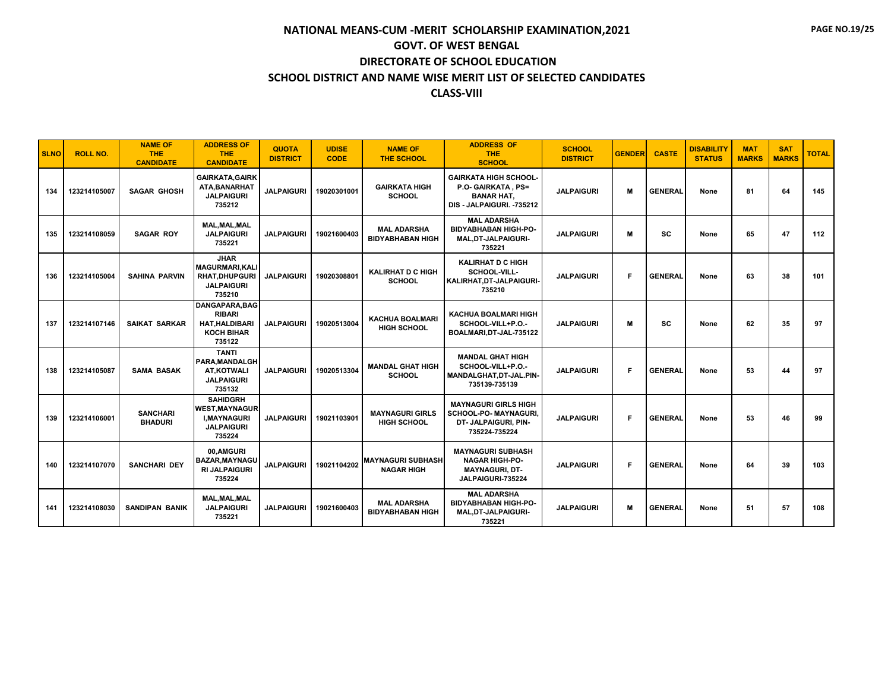# NATIONAL MEANS-CUM -MERIT SCHOLARSHIP EXAMINATION,2021

## GOVT. OF WEST BENGAL

## DIRECTORATE OF SCHOOL EDUCATION

## SCHOOL DISTRICT AND NAME WISE MERIT LIST OF SELECTED CANDIDATES

## CLASS-VIII

| SLNO | ROLL NO. | NAME OF THE CANDIDATE | ADDRESS OF THE CANDIDATE | QUOTA DISTRICT | UDISE CODE | NAME OF THE SCHOOL | ADDRESS OF THE SCHOOL | SCHOOL DISTRICT | GENDER | CASTE | DISABILITY STATUS | MAT MARKS | SAT MARKS | TOTAL |
|---|---|---|---|---|---|---|---|---|---|---|---|---|---|---|
| 134 | 123214105007 | SAGAR GHOSH | GAIRKATA,GAIRKATA,BANARHAT JALPAIGURI 735212 | JALPAIGURI | 19020301001 | GAIRKATA HIGH SCHOOL | GAIRKATA HIGH SCHOOL-P.O- GAIRKATA , PS= BANAR HAT, DIS - JALPAIGURI. -735212 | JALPAIGURI | M | GENERAL | None | 81 | 64 | 145 |
| 135 | 123214108059 | SAGAR ROY | MAL,MAL,MAL JALPAIGURI 735221 | JALPAIGURI | 19021600403 | MAL ADARSHA BIDYABHABAN HIGH | MAL ADARSHA BIDYABHABAN HIGH-PO-MAL,DT-JALPAIGURI-735221 | JALPAIGURI | M | SC | None | 65 | 47 | 112 |
| 136 | 123214105004 | SAHINA PARVIN | JHAR MAGURMARI,KALIRHAT,DHUPGURI JALPAIGURI 735210 | JALPAIGURI | 19020308801 | KALIRHAT D C HIGH SCHOOL | KALIRHAT D C HIGH SCHOOL-VILL-KALIRHAT,DT-JALPAIGURI-735210 | JALPAIGURI | F | GENERAL | None | 63 | 38 | 101 |
| 137 | 123214107146 | SAIKAT SARKAR | DANGAPARA,BAGRIBARI HAT,HALDIBARI KOCH BIHAR 735122 | JALPAIGURI | 19020513004 | KACHUA BOALMARI HIGH SCHOOL | KACHUA BOALMARI HIGH SCHOOL-VILL+P.O.-BOALMARI,DT-JAL-735122 | JALPAIGURI | M | SC | None | 62 | 35 | 97 |
| 138 | 123214105087 | SAMA BASAK | TANTI PARA,MANDALGHAT,KOTWALI JALPAIGURI 735132 | JALPAIGURI | 19020513304 | MANDAL GHAT HIGH SCHOOL | MANDAL GHAT HIGH SCHOOL-VILL+P.O.-MANDALGHAT,DT-JAL.PIN-735139-735139 | JALPAIGURI | F | GENERAL | None | 53 | 44 | 97 |
| 139 | 123214106001 | SANCHARI BHADURI | SAHIDGRH WEST,MAYNAGURI,MAYNAGURI JALPAIGURI 735224 | JALPAIGURI | 19021103901 | MAYNAGURI GIRLS HIGH SCHOOL | MAYNAGURI GIRLS HIGH SCHOOL-PO- MAYNAGURI, DT- JALPAIGURI, PIN-735224-735224 | JALPAIGURI | F | GENERAL | None | 53 | 46 | 99 |
| 140 | 123214107070 | SANCHARI DEY | 00,AMGURI BAZAR,MAYNAGURI JALPAIGURI 735224 | JALPAIGURI | 19021104202 | MAYNAGURI SUBHASH NAGAR HIGH | MAYNAGURI SUBHASH NAGAR HIGH-PO-MAYNAGURI, DT-JALPAIGURI-735224 | JALPAIGURI | F | GENERAL | None | 64 | 39 | 103 |
| 141 | 123214108030 | SANDIPAN BANIK | MAL,MAL,MAL JALPAIGURI 735221 | JALPAIGURI | 19021600403 | MAL ADARSHA BIDYABHABAN HIGH | MAL ADARSHA BIDYABHABAN HIGH-PO-MAL,DT-JALPAIGURI-735221 | JALPAIGURI | M | GENERAL | None | 51 | 57 | 108 |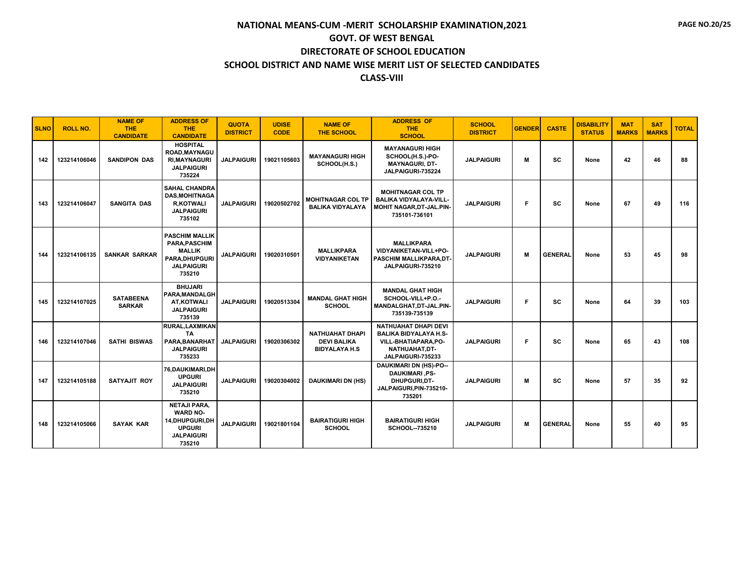# NATIONAL MEANS-CUM -MERIT SCHOLARSHIP EXAMINATION,2021

## GOVT. OF WEST BENGAL

## DIRECTORATE OF SCHOOL EDUCATION

## SCHOOL DISTRICT AND NAME WISE MERIT LIST OF SELECTED CANDIDATES

## CLASS-VIII

| SLNO | ROLL NO. | NAME OF THE CANDIDATE | ADDRESS OF THE CANDIDATE | QUOTA DISTRICT | UDISE CODE | NAME OF THE SCHOOL | ADDRESS OF THE SCHOOL | SCHOOL DISTRICT | GENDER | CASTE | DISABILITY STATUS | MAT MARKS | SAT MARKS | TOTAL |
|---|---|---|---|---|---|---|---|---|---|---|---|---|---|---|
| 142 | 123214106046 | SANDIPON DAS | HOSPITAL ROAD,MAYNAGURI,MAYNAGURI JALPAIGURI 735224 | JALPAIGURI | 19021105603 | MAYANAGURI HIGH SCHOOL(H.S.) | MAYANAGURI HIGH SCHOOL(H.S.)-PO-MAYNAGURI, DT-JALPAIGURI-735224 | JALPAIGURI | M | SC | None | 42 | 46 | 88 |
| 143 | 123214106047 | SANGITA DAS | SAHAL CHANDRA DAS,MOHITNAGAR,KOTWALI JALPAIGURI 735102 | JALPAIGURI | 19020502702 | MOHITNAGAR COL TP BALIKA VIDYALAYA | MOHITNAGAR COL TP BALIKA VIDYALAYA-VILL-MOHIT NAGAR,DT-JAL.PIN-735101-736101 | JALPAIGURI | F | SC | None | 67 | 49 | 116 |
| 144 | 123214106135 | SANKAR SARKAR | PASCHIM MALLIK PARA,PASCHIM MALLIK PARA,DHUPGURI JALPAIGURI 735210 | JALPAIGURI | 19020310501 | MALLIKPARA VIDYANIKETAN | MALLIKPARA VIDYANIKETAN-VILL+PO-PASCHIM MALLIKPARA,DT-JALPAIGURI-735210 | JALPAIGURI | M | GENERAL | None | 53 | 45 | 98 |
| 145 | 123214107025 | SATABEENA SARKAR | BHUJARI PARA,MANDALGHAT,KOTWALI JALPAIGURI 735139 | JALPAIGURI | 19020513304 | MANDAL GHAT HIGH SCHOOL | MANDAL GHAT HIGH SCHOOL-VILL+P.O.-MANDALGHAT,DT-JAL.PIN-735139-735139 | JALPAIGURI | F | SC | None | 64 | 39 | 103 |
| 146 | 123214107046 | SATHI BISWAS | RURAL,LAXMIKANTA PARA,BANARHAT JALPAIGURI 735233 | JALPAIGURI | 19020306302 | NATHUAHAT DHAPI DEVI BALIKA BIDYALAYA H.S | NATHUAHAT DHAPI DEVI BALIKA BIDYALAYA H.S-VILL-BHATIAPARA,PO-NATHUAHAT,DT-JALPAIGURI-735233 | JALPAIGURI | F | SC | None | 65 | 43 | 108 |
| 147 | 123214105188 | SATYAJIT ROY | 76,DAUKIMARI,DHUPGURI JALPAIGURI 735210 | JALPAIGURI | 19020304002 | DAUKIMARI DN (HS) | DAUKIMARI DN (HS)-PO--DAUKIMARI ,PS-DHUPGURI,DT-JALPAIGURI,PIN-735210-735201 | JALPAIGURI | M | SC | None | 57 | 35 | 92 |
| 148 | 123214105066 | SAYAK KAR | NETAJI PARA, WARD NO-14,DHUPGURI,DHUPGURI JALPAIGURI 735210 | JALPAIGURI | 19021801104 | BAIRATIGURI HIGH SCHOOL | BAIRATIGURI HIGH SCHOOL--735210 | JALPAIGURI | M | GENERAL | None | 55 | 40 | 95 |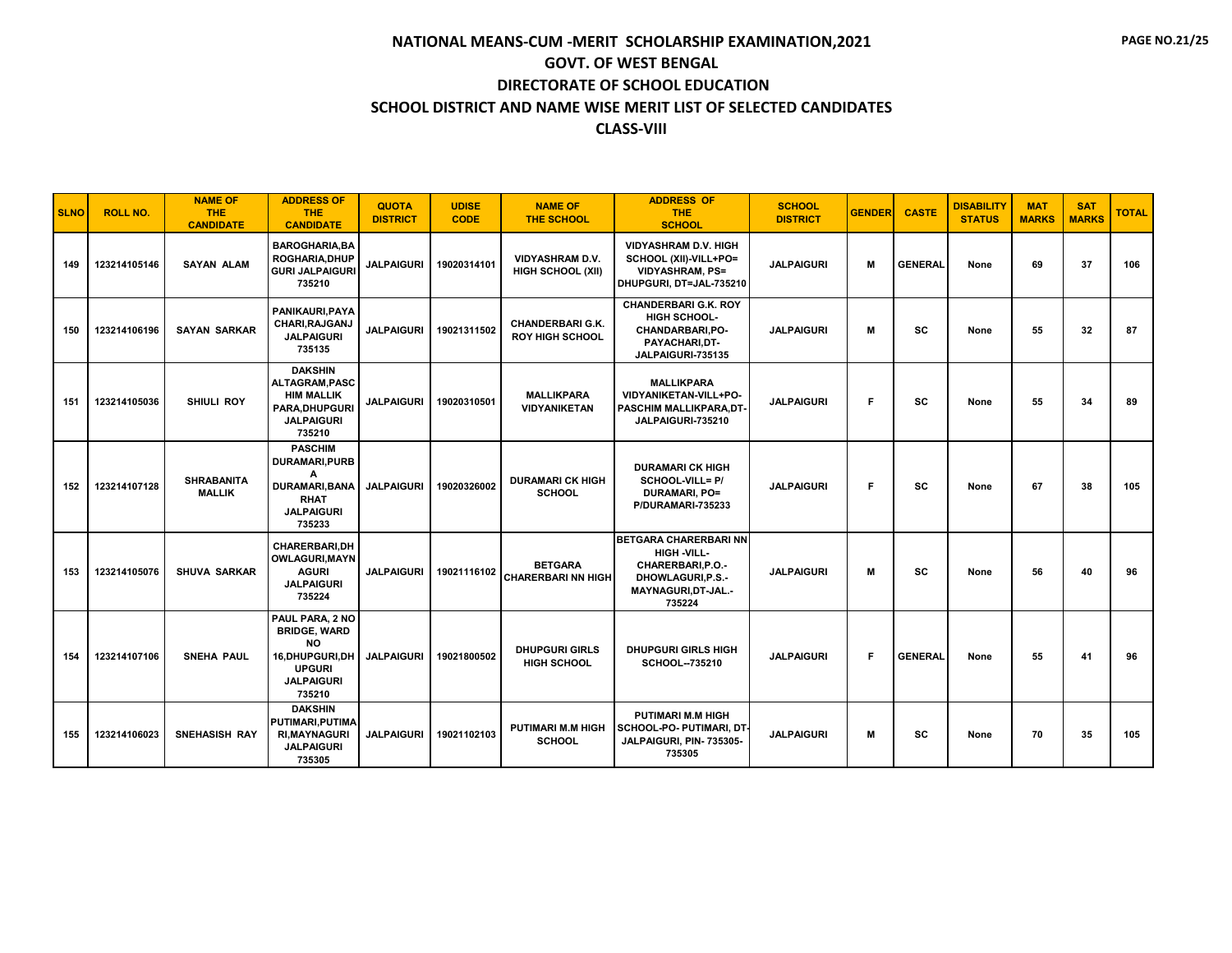# NATIONAL MEANS-CUM -MERIT SCHOLARSHIP EXAMINATION,2021
## GOVT. OF WEST BENGAL
## DIRECTORATE OF SCHOOL EDUCATION
## SCHOOL DISTRICT AND NAME WISE MERIT LIST OF SELECTED CANDIDATES
## CLASS-VIII

| SLNO | ROLL NO. | NAME OF THE CANDIDATE | ADDRESS OF THE CANDIDATE | QUOTA DISTRICT | UDISE CODE | NAME OF THE SCHOOL | ADDRESS OF THE SCHOOL | SCHOOL DISTRICT | GENDER | CASTE | DISABILITY STATUS | MAT MARKS | SAT MARKS | TOTAL |
|---|---|---|---|---|---|---|---|---|---|---|---|---|---|---|
| 149 | 123214105146 | SAYAN ALAM | BAROGHARIA,BAROGHARIA,DHUPGURI JALPAIGURI 735210 | JALPAIGURI | 19020314101 | VIDYASHRAM D.V. HIGH SCHOOL (XII) | VIDYASHRAM D.V. HIGH SCHOOL (XII)-VILL+PO= VIDYASHRAM, PS= DHUPGURI, DT=JAL-735210 | JALPAIGURI | M | GENERAL | None | 69 | 37 | 106 |
| 150 | 123214106196 | SAYAN SARKAR | PANIKAURI,PAYACHARI,RAJGANJ JALPAIGURI 735135 | JALPAIGURI | 19021311502 | CHANDERBARI G.K. ROY HIGH SCHOOL | CHANDERBARI G.K. ROY HIGH SCHOOL-CHANDARBARI,PO-PAYACHARI,DT-JALPAIGURI-735135 | JALPAIGURI | M | SC | None | 55 | 32 | 87 |
| 151 | 123214105036 | SHIULI ROY | DAKSHIN ALTAGRAM,PASCHIM MALLIK PARA,DHUPGURI JALPAIGURI 735210 | JALPAIGURI | 19020310501 | MALLIKPARA VIDYANIKETAN | MALLIKPARA VIDYANIKETAN-VILL+PO-PASCHIM MALLIKPARA,DT-JALPAIGURI-735210 | JALPAIGURI | F | SC | None | 55 | 34 | 89 |
| 152 | 123214107128 | SHRABANITA MALLIK | PASCHIM DURAMARI,PURBA DURAMARI,BANARHAT JALPAIGURI 735233 | JALPAIGURI | 19020326002 | DURAMARI CK HIGH SCHOOL | DURAMARI CK HIGH SCHOOL-VILL= P/ DURAMARI, PO= P/DURAMARI-735233 | JALPAIGURI | F | SC | None | 67 | 38 | 105 |
| 153 | 123214105076 | SHUVA SARKAR | CHARERBARI,DHOWLAGURI,MAYNAGURI JALPAIGURI 735224 | JALPAIGURI | 19021116102 | BETGARA CHARERBARI NN HIGH | BETGARA CHARERBARI NN HIGH -VILL-CHARERBARI,P.O.-DHOWLAGURI,P.S.-MAYNAGURI,DT-JAL.-735224 | JALPAIGURI | M | SC | None | 56 | 40 | 96 |
| 154 | 123214107106 | SNEHA PAUL | PAUL PARA, 2 NO BRIDGE, WARD NO 16,DHUPGURI,DHUPGURI JALPAIGURI 735210 | JALPAIGURI | 19021800502 | DHUPGURI GIRLS HIGH SCHOOL | DHUPGURI GIRLS HIGH SCHOOL--735210 | JALPAIGURI | F | GENERAL | None | 55 | 41 | 96 |
| 155 | 123214106023 | SNEHASISH RAY | DAKSHIN PUTIMARI,PUTIMARI,MAYNAGURI JALPAIGURI 735305 | JALPAIGURI | 19021102103 | PUTIMARI M.M HIGH SCHOOL | PUTIMARI M.M HIGH SCHOOL-PO- PUTIMARI, DT-JALPAIGURI, PIN- 735305-735305 | JALPAIGURI | M | SC | None | 70 | 35 | 105 |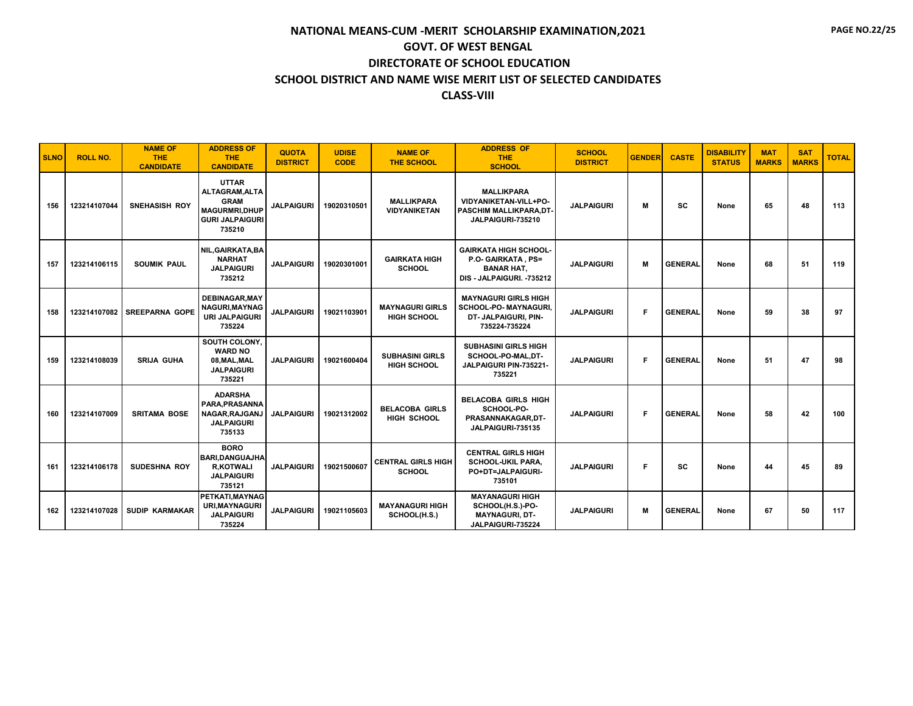# NATIONAL MEANS-CUM -MERIT SCHOLARSHIP EXAMINATION,2021

## GOVT. OF WEST BENGAL

## DIRECTORATE OF SCHOOL EDUCATION

## SCHOOL DISTRICT AND NAME WISE MERIT LIST OF SELECTED CANDIDATES

## CLASS-VIII

| SLNO | ROLL NO. | NAME OF THE CANDIDATE | ADDRESS OF THE CANDIDATE | QUOTA DISTRICT | UDISE CODE | NAME OF THE SCHOOL | ADDRESS OF THE SCHOOL | SCHOOL DISTRICT | GENDER | CASTE | DISABILITY STATUS | MAT MARKS | SAT MARKS | TOTAL |
|---|---|---|---|---|---|---|---|---|---|---|---|---|---|---|
| 156 | 123214107044 | SNEHASISH ROY | UTTAR ALTAGRAM,ALTA GRAM MAGURMRI,DHUP GURI JALPAIGURI 735210 | JALPAIGURI | 19020310501 | MALLIKPARA VIDYANIKETAN | MALLIKPARA VIDYANIKETAN-VILL+PO-PASCHIM MALLIKPARA,DT-JALPAIGURI-735210 | JALPAIGURI | M | SC | None | 65 | 48 | 113 |
| 157 | 123214106115 | SOUMIK PAUL | NIL,GAIRKATA,BA NARHAT JALPAIGURI 735212 | JALPAIGURI | 19020301001 | GAIRKATA HIGH SCHOOL | GAIRKATA HIGH SCHOOL-P.O- GAIRKATA , PS= BANAR HAT, DIS - JALPAIGURI. -735212 | JALPAIGURI | M | GENERAL | None | 68 | 51 | 119 |
| 158 | 123214107082 | SREEPARNA GOPE | DEBINAGAR,MAY NAGURI,MAYNAG URI JALPAIGURI 735224 | JALPAIGURI | 19021103901 | MAYNAGURI GIRLS HIGH SCHOOL | MAYNAGURI GIRLS HIGH SCHOOL-PO- MAYNAGURI, DT- JALPAIGURI, PIN-735224-735224 | JALPAIGURI | F | GENERAL | None | 59 | 38 | 97 |
| 159 | 123214108039 | SRIJA GUHA | SOUTH COLONY, WARD NO 08,MAL,MAL JALPAIGURI 735221 | JALPAIGURI | 19021600404 | SUBHASINI GIRLS HIGH SCHOOL | SUBHASINI GIRLS HIGH SCHOOL-PO-MAL,DT-JALPAIGURI PIN-735221-735221 | JALPAIGURI | F | GENERAL | None | 51 | 47 | 98 |
| 160 | 123214107009 | SRITAMA BOSE | ADARSHA PARA,PRASANNA NAGAR,RAJGANJ JALPAIGURI 735133 | JALPAIGURI | 19021312002 | BELACOBA GIRLS HIGH SCHOOL | BELACOBA GIRLS HIGH SCHOOL-PO-PRASANNAKAGAR,DT-JALPAIGURI-735135 | JALPAIGURI | F | GENERAL | None | 58 | 42 | 100 |
| 161 | 123214106178 | SUDESHNA ROY | BORO BARI,DANGUAJHA R,KOTWALI JALPAIGURI 735121 | JALPAIGURI | 19021500607 | CENTRAL GIRLS HIGH SCHOOL | CENTRAL GIRLS HIGH SCHOOL-UKIL PARA, PO+DT=JALPAIGURI-735101 | JALPAIGURI | F | SC | None | 44 | 45 | 89 |
| 162 | 123214107028 | SUDIP KARMAKAR | PETKATI,MAYNAG URI,MAYNAGURI JALPAIGURI 735224 | JALPAIGURI | 19021105603 | MAYANAGURI HIGH SCHOOL(H.S.) | MAYANAGURI HIGH SCHOOL(H.S.)-PO-MAYNAGURI, DT-JALPAIGURI-735224 | JALPAIGURI | M | GENERAL | None | 67 | 50 | 117 |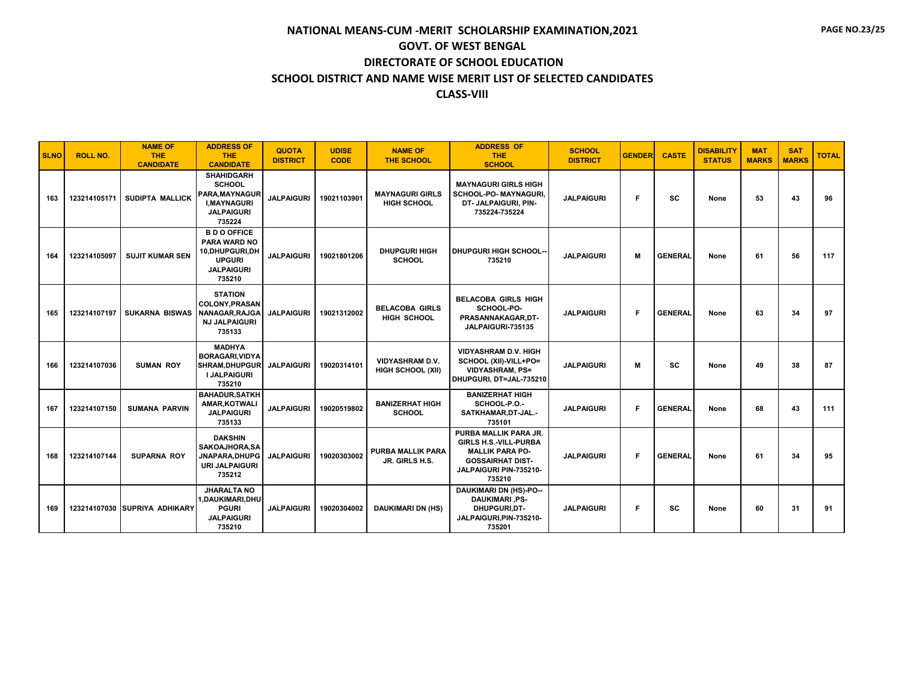# NATIONAL MEANS-CUM -MERIT SCHOLARSHIP EXAMINATION,2021

## GOVT. OF WEST BENGAL

## DIRECTORATE OF SCHOOL EDUCATION

## SCHOOL DISTRICT AND NAME WISE MERIT LIST OF SELECTED CANDIDATES

## CLASS-VIII

| SLNO | ROLL NO. | NAME OF THE CANDIDATE | ADDRESS OF THE CANDIDATE | QUOTA DISTRICT | UDISE CODE | NAME OF THE SCHOOL | ADDRESS OF THE SCHOOL | SCHOOL DISTRICT | GENDER | CASTE | DISABILITY STATUS | MAT MARKS | SAT MARKS | TOTAL |
|---|---|---|---|---|---|---|---|---|---|---|---|---|---|---|
| 163 | 123214105171 | SUDIPTA MALLICK | SHAHIDGARH SCHOOL PARA,MAYNAGUR I,MAYNAGURI JALPAIGURI 735224 | JALPAIGURI | 19021103901 | MAYNAGURI GIRLS HIGH SCHOOL | MAYNAGURI GIRLS HIGH SCHOOL-PO- MAYNAGURI, DT- JALPAIGURI, PIN-735224-735224 | JALPAIGURI | F | SC | None | 53 | 43 | 96 |
| 164 | 123214105097 | SUJIT KUMAR SEN | B D O OFFICE PARA WARD NO 10,DHUPGURI,DH UPGURI JALPAIGURI 735210 | JALPAIGURI | 19021801206 | DHUPGURI HIGH SCHOOL | DHUPGURI HIGH SCHOOL--735210 | JALPAIGURI | M | GENERAL | None | 61 | 56 | 117 |
| 165 | 123214107197 | SUKARNA BISWAS | STATION COLONY,PRASAN NANAGAR,RAJGA NJ JALPAIGURI 735133 | JALPAIGURI | 19021312002 | BELACOBA GIRLS HIGH SCHOOL | BELACOBA GIRLS HIGH SCHOOL-PO- PRASANNAKAGAR,DT-JALPAIGURI-735135 | JALPAIGURI | F | GENERAL | None | 63 | 34 | 97 |
| 166 | 123214107036 | SUMAN ROY | MADHYA BORAGARI,VIDYA SHRAM,DHUPGUR I JALPAIGURI 735210 | JALPAIGURI | 19020314101 | VIDYASHRAM D.V. HIGH SCHOOL (XII) | VIDYASHRAM D.V. HIGH SCHOOL (XII)-VILL+PO= VIDYASHRAM, PS= DHUPGURI, DT=JAL-735210 | JALPAIGURI | M | SC | None | 49 | 38 | 87 |
| 167 | 123214107150 | SUMANA PARVIN | BAHADUR,SATKH AMAR,KOTWALI JALPAIGURI 735133 | JALPAIGURI | 19020519802 | BANIZERHAT HIGH SCHOOL | BANIZERHAT HIGH SCHOOL-P.O.- SATKHAMAR,DT-JAL.-735101 | JALPAIGURI | F | GENERAL | None | 68 | 43 | 111 |
| 168 | 123214107144 | SUPARNA ROY | DAKSHIN SAKOAJHORA,SA JNAPARA,DHUPG URI JALPAIGURI 735212 | JALPAIGURI | 19020303002 | PURBA MALLIK PARA JR. GIRLS H.S. | PURBA MALLIK PARA JR. GIRLS H.S.-VILL-PURBA MALLIK PARA PO- GOSSAIRHAT DIST- JALPAIGURI PIN-735210-735210 | JALPAIGURI | F | GENERAL | None | 61 | 34 | 95 |
| 169 | 123214107030 | SUPRIYA ADHIKARY | JHARALTA NO 1,DAUKIMARI,DHU PGURI JALPAIGURI 735210 | JALPAIGURI | 19020304002 | DAUKIMARI DN (HS) | DAUKIMARI DN (HS)-PO-- DAUKIMARI ,PS- DHUPGURI,DT- JALPAIGURI,PIN-735210-735201 | JALPAIGURI | F | SC | None | 60 | 31 | 91 |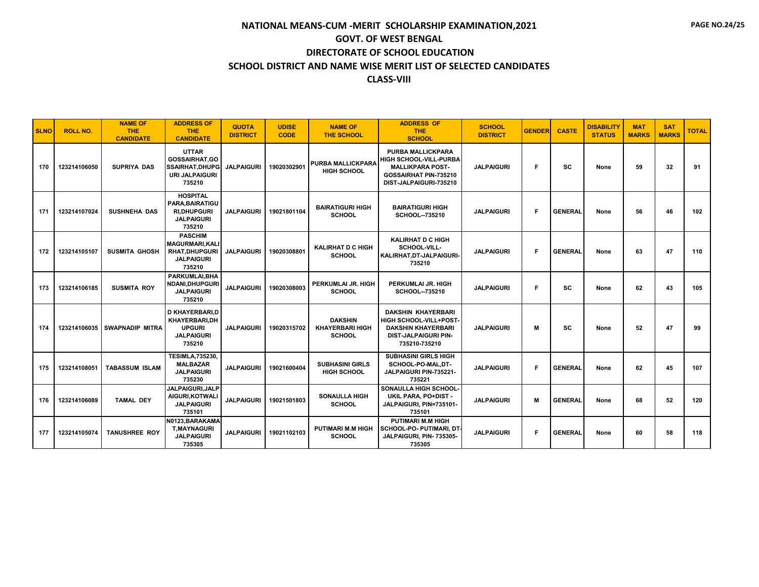# NATIONAL MEANS-CUM -MERIT SCHOLARSHIP EXAMINATION,2021

## GOVT. OF WEST BENGAL

## DIRECTORATE OF SCHOOL EDUCATION

## SCHOOL DISTRICT AND NAME WISE MERIT LIST OF SELECTED CANDIDATES

## CLASS-VIII

| SLNO | ROLL NO. | NAME OF THE CANDIDATE | ADDRESS OF THE CANDIDATE | QUOTA DISTRICT | UDISE CODE | NAME OF THE SCHOOL | ADDRESS OF THE SCHOOL | SCHOOL DISTRICT | GENDER | CASTE | DISABILITY STATUS | MAT MARKS | SAT MARKS | TOTAL |
|---|---|---|---|---|---|---|---|---|---|---|---|---|---|---|
| 170 | 123214106050 | SUPRIYA DAS | UTTAR GOSSAIRHAT,GOSSAIRHAT,DHUPGURI JALPAIGURI 735210 | JALPAIGURI | 19020302901 | PURBA MALLICKPARA HIGH SCHOOL | PURBA MALLICKPARA HIGH SCHOOL-VILL-PURBA MALLIKPARA POST-GOSSAIRHAT PIN-735210 DIST-JALPAIGURI-735210 | JALPAIGURI | F | SC | None | 59 | 32 | 91 |
| 171 | 123214107024 | SUSHNEHA DAS | HOSPITAL PARA,BAIRATIGURI,DHUPGURI JALPAIGURI 735210 | JALPAIGURI | 19021801104 | BAIRATIGURI HIGH SCHOOL | BAIRATIGURI HIGH SCHOOL--735210 | JALPAIGURI | F | GENERAL | None | 56 | 46 | 102 |
| 172 | 123214105107 | SUSMITA GHOSH | PASCHIM MAGURMARI,KALIRHAT,DHUPGURI JALPAIGURI 735210 | JALPAIGURI | 19020308801 | KALIRHAT D C HIGH SCHOOL | KALIRHAT D C HIGH SCHOOL-VILL-KALIRHAT,DT-JALPAIGURI-735210 | JALPAIGURI | F | GENERAL | None | 63 | 47 | 110 |
| 173 | 123214106185 | SUSMITA ROY | PARKUMLAI,BHANDANI,DHUPGURI JALPAIGURI 735210 | JALPAIGURI | 19020308003 | PERKUMLAI JR. HIGH SCHOOL | PERKUMLAI JR. HIGH SCHOOL--735210 | JALPAIGURI | F | SC | None | 62 | 43 | 105 |
| 174 | 123214106035 | SWAPNADIP MITRA | D KHAYERBARI,D KHAYERBARI,DHUPGURI JALPAIGURI 735210 | JALPAIGURI | 19020315702 | DAKSHIN KHAYERBARI HIGH SCHOOL | DAKSHIN KHAYERBARI HIGH SCHOOL-VILL+POST-DAKSHIN KHAYERBARI DIST-JALPAIGURI PIN-735210-735210 | JALPAIGURI | M | SC | None | 52 | 47 | 99 |
| 175 | 123214108051 | TABASSUM ISLAM | TESIMLA,735230,MALBAZAR JALPAIGURI 735230 | JALPAIGURI | 19021600404 | SUBHASINI GIRLS HIGH SCHOOL | SUBHASINI GIRLS HIGH SCHOOL-PO-MAL,DT-JALPAIGURI PIN-735221-735221 | JALPAIGURI | F | GENERAL | None | 62 | 45 | 107 |
| 176 | 123214106089 | TAMAL DEY | JALPAIGURI,JALPAIGURI,KOTWALI JALPAIGURI 735101 | JALPAIGURI | 19021501803 | SONAULLA HIGH SCHOOL | SONAULLA HIGH SCHOOL-UKIL PARA, PO+DIST - JALPAIGURI, PIN=735101-735101 | JALPAIGURI | M | GENERAL | None | 68 | 52 | 120 |
| 177 | 123214105074 | TANUSHREE ROY | N0123,BARAKAMAT,MAYNAGURI JALPAIGURI 735305 | JALPAIGURI | 19021102103 | PUTIMARI M.M HIGH SCHOOL | PUTIMARI M.M HIGH SCHOOL-PO- PUTIMARI, DT-JALPAIGURI, PIN- 735305-735305 | JALPAIGURI | F | GENERAL | None | 60 | 58 | 118 |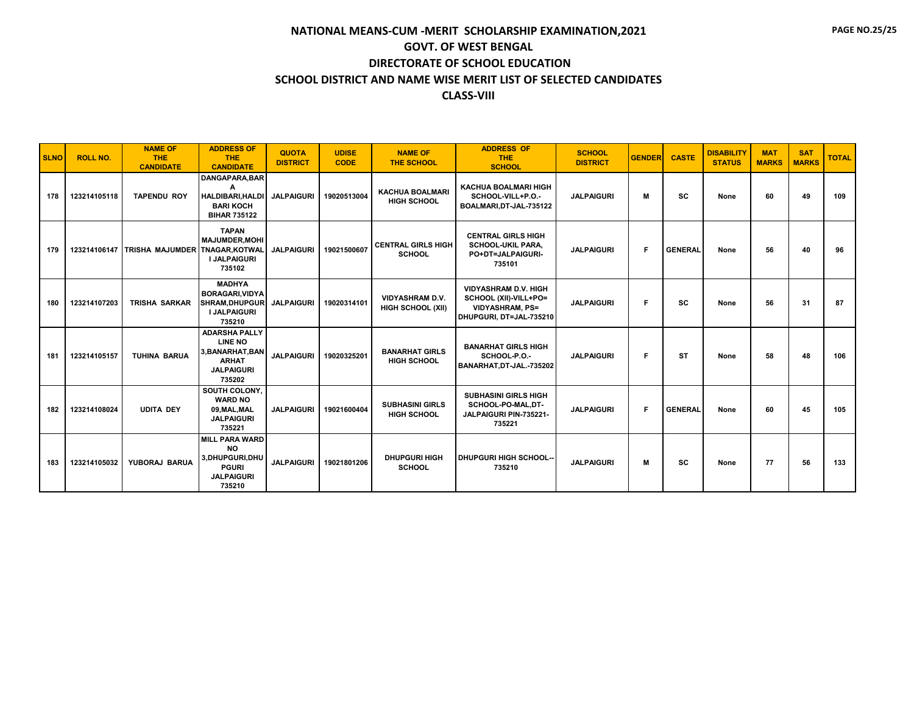# NATIONAL MEANS-CUM -MERIT SCHOLARSHIP EXAMINATION,2021

## GOVT. OF WEST BENGAL

## DIRECTORATE OF SCHOOL EDUCATION

## SCHOOL DISTRICT AND NAME WISE MERIT LIST OF SELECTED CANDIDATES

## CLASS-VIII

| SLNO | ROLL NO. | NAME OF THE CANDIDATE | ADDRESS OF THE CANDIDATE | QUOTA DISTRICT | UDISE CODE | NAME OF THE SCHOOL | ADDRESS OF THE SCHOOL | SCHOOL DISTRICT | GENDER | CASTE | DISABILITY STATUS | MAT MARKS | SAT MARKS | TOTAL |
|---|---|---|---|---|---|---|---|---|---|---|---|---|---|---|
| 178 | 123214105118 | TAPENDU ROY | DANGAPARA,BARA HALDIBARI,HALDIBARI KOCH BIHAR 735122 | JALPAIGURI | 19020513004 | KACHUA BOALMARI HIGH SCHOOL | KACHUA BOALMARI HIGH SCHOOL-VILL+P.O.-BOALMARI,DT-JAL-735122 | JALPAIGURI | M | SC | None | 60 | 49 | 109 |
| 179 | 123214106147 | TRISHA MAJUMDER | TAPAN MAJUMDER,MOHITNAGAR,KOTWALI JALPAIGURI 735102 | JALPAIGURI | 19021500607 | CENTRAL GIRLS HIGH SCHOOL | CENTRAL GIRLS HIGH SCHOOL-UKIL PARA, PO+DT=JALPAIGURI-735101 | JALPAIGURI | F | GENERAL | None | 56 | 40 | 96 |
| 180 | 123214107203 | TRISHA SARKAR | MADHYA BORAGARI,VIDYASHRAM,DHUPGURI JALPAIGURI 735210 | JALPAIGURI | 19020314101 | VIDYASHRAM D.V. HIGH SCHOOL (XII) | VIDYASHRAM D.V. HIGH SCHOOL (XII)-VILL+PO= VIDYASHRAM, PS= DHUPGURI, DT=JAL-735210 | JALPAIGURI | F | SC | None | 56 | 31 | 87 |
| 181 | 123214105157 | TUHINA BARUA | ADARSHA PALLY LINE NO 3,BANARHAT,BANARHAT JALPAIGURI 735202 | JALPAIGURI | 19020325201 | BANARHAT GIRLS HIGH SCHOOL | BANARHAT GIRLS HIGH SCHOOL-P.O.-BANARHAT,DT-JAL.-735202 | JALPAIGURI | F | ST | None | 58 | 48 | 106 |
| 182 | 123214108024 | UDITA DEY | SOUTH COLONY, WARD NO 09,MAL,MAL JALPAIGURI 735221 | JALPAIGURI | 19021600404 | SUBHASINI GIRLS HIGH SCHOOL | SUBHASINI GIRLS HIGH SCHOOL-PO-MAL,DT-JALPAIGURI PIN-735221-735221 | JALPAIGURI | F | GENERAL | None | 60 | 45 | 105 |
| 183 | 123214105032 | YUBORAJ BARUA | MILL PARA WARD NO 3,DHUPGURI,DHUPGURI JALPAIGURI 735210 | JALPAIGURI | 19021801206 | DHUPGURI HIGH SCHOOL | DHUPGURI HIGH SCHOOL--735210 | JALPAIGURI | M | SC | None | 77 | 56 | 133 |